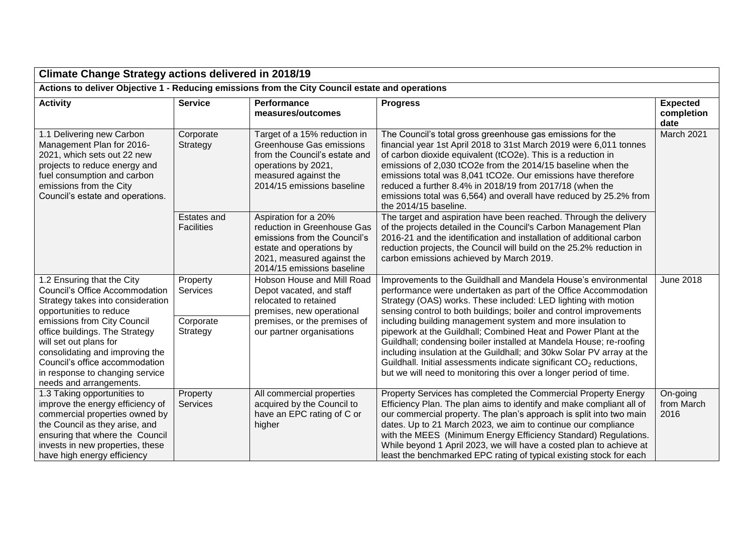| **Climate Change Strategy actions delivered in 2018/19** | | | | |
|---|---|---|---|---|
| **Actions to deliver Objective 1 - Reducing emissions from the City Council estate and operations** | | | | |
| **Activity** | **Service** | **Performance measures/outcomes** | **Progress** | **Expected completion date** |
| 1.1 Delivering new Carbon Management Plan for 2016-2021, which sets out 22 new projects to reduce energy and fuel consumption and carbon emissions from the City Council's estate and operations. | Corporate Strategy | Target of a 15% reduction in Greenhouse Gas emissions from the Council's estate and operations by 2021, measured against the 2014/15 emissions baseline | The Council's total gross greenhouse gas emissions for the financial year 1st April 2018 to 31st March 2019 were 6,011 tonnes of carbon dioxide equivalent (tCO2e). This is a reduction in emissions of 2,030 tCO2e from the 2014/15 baseline when the emissions total was 8,041 tCO2e. Our emissions have therefore reduced a further 8.4% in 2018/19 from 2017/18 (when the emissions total was 6,564) and overall have reduced by 25.2% from the 2014/15 baseline. | March 2021 |
| | Estates and Facilities | Aspiration for a 20% reduction in Greenhouse Gas emissions from the Council's estate and operations by 2021, measured against the 2014/15 emissions baseline | The target and aspiration have been reached. Through the delivery of the projects detailed in the Council's Carbon Management Plan 2016-21 and the identification and installation of additional carbon reduction projects, the Council will build on the 25.2% reduction in carbon emissions achieved by March 2019. | |
| 1.2 Ensuring that the City Council's Office Accommodation Strategy takes into consideration opportunities to reduce emissions from City Council office buildings. The Strategy will set out plans for consolidating and improving the Council's office accommodation in response to changing service needs and arrangements. | Property Services<br><br>Corporate Strategy | Hobson House and Mill Road Depot vacated, and staff relocated to retained premises, new operational premises, or the premises of our partner organisations | Improvements to the Guildhall and Mandela House's environmental performance were undertaken as part of the Office Accommodation Strategy (OAS) works. These included: LED lighting with motion sensing control to both buildings; boiler and control improvements including building management system and more insulation to pipework at the Guildhall; Combined Heat and Power Plant at the Guildhall; condensing boiler installed at Mandela House; re-roofing including insulation at the Guildhall; and 30kw Solar PV array at the Guildhall. Initial assessments indicate significant $CO_2$ reductions, but we will need to monitoring this over a longer period of time. | June 2018 |
| 1.3 Taking opportunities to improve the energy efficiency of commercial properties owned by the Council as they arise, and ensuring that where the Council invests in new properties, these have high energy efficiency | Property Services | All commercial properties acquired by the Council to have an EPC rating of C or higher | Property Services has completed the Commercial Property Energy Efficiency Plan. The plan aims to identify and make compliant all of our commercial property. The plan's approach is split into two main dates. Up to 21 March 2023, we aim to continue our compliance with the MEES (Minimum Energy Efficiency Standard) Regulations. While beyond 1 April 2023, we will have a costed plan to achieve at least the benchmarked EPC rating of typical existing stock for each | On-going from March 2016 |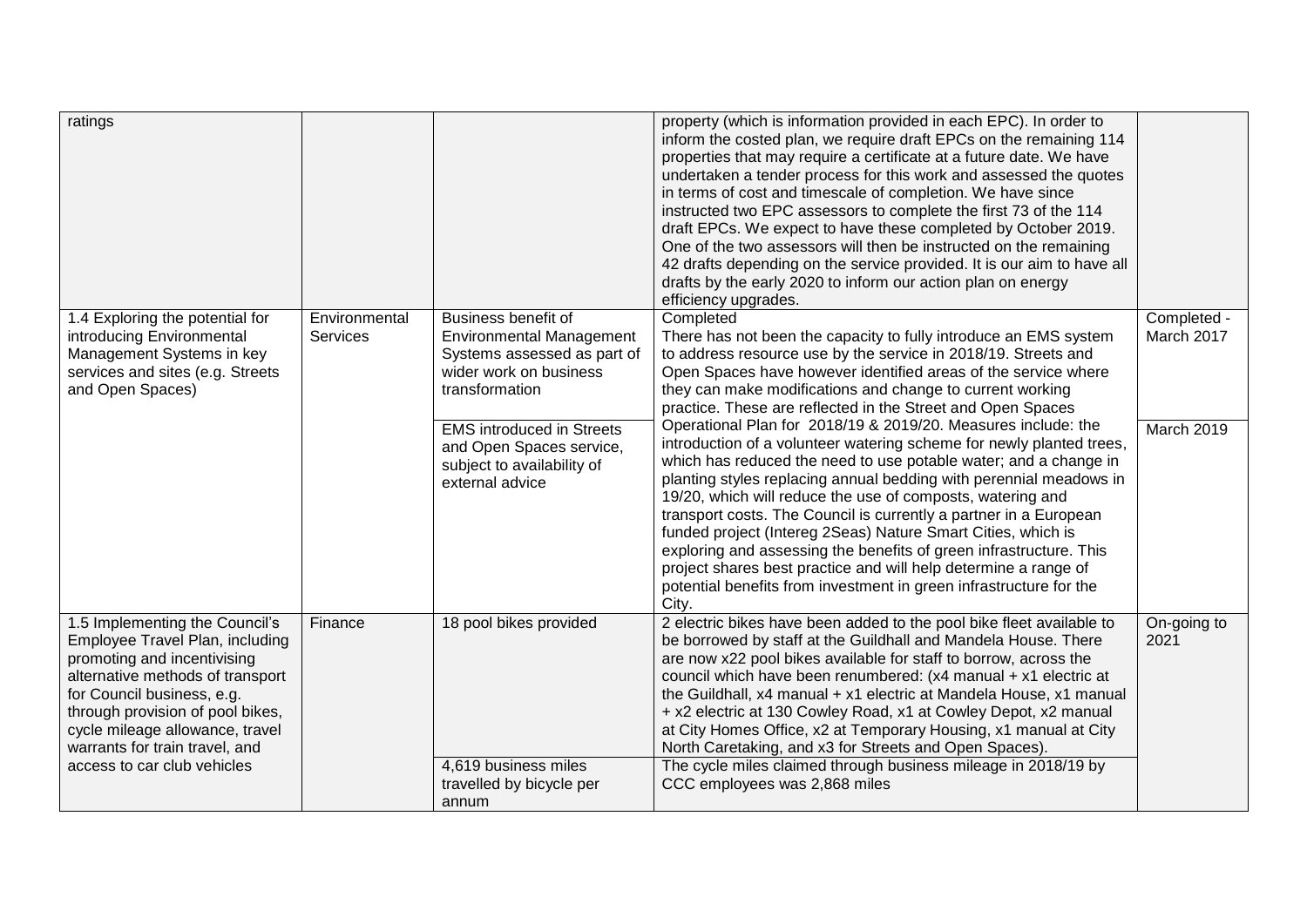| | | | | |
|---|---|---|---|---|
| ratings | | | property (which is information provided in each EPC). In order to inform the costed plan, we require draft EPCs on the remaining 114 properties that may require a certificate at a future date. We have undertaken a tender process for this work and assessed the quotes in terms of cost and timescale of completion. We have since instructed two EPC assessors to complete the first 73 of the 114 draft EPCs. We expect to have these completed by October 2019. One of the two assessors will then be instructed on the remaining 42 drafts depending on the service provided. It is our aim to have all drafts by the early 2020 to inform our action plan on energy efficiency upgrades. | |
| 1.4 Exploring the potential for introducing Environmental Management Systems in key services and sites (e.g. Streets and Open Spaces) | Environmental Services | Business benefit of Environmental Management Systems assessed as part of wider work on business transformation | Completed<br>There has not been the capacity to fully introduce an EMS system to address resource use by the service in 2018/19. Streets and Open Spaces have however identified areas of the service where they can make modifications and change to current working practice. These are reflected in the Street and Open Spaces Operational Plan for 2018/19 & 2019/20. Measures include: the introduction of a volunteer watering scheme for newly planted trees, which has reduced the need to use potable water; and a change in planting styles replacing annual bedding with perennial meadows in 19/20, which will reduce the use of composts, watering and transport costs. The Council is currently a partner in a European funded project (Intereg 2Seas) Nature Smart Cities, which is exploring and assessing the benefits of green infrastructure. This project shares best practice and will help determine a range of potential benefits from investment in green infrastructure for the City. | Completed - March 2017 |
| | | EMS introduced in Streets and Open Spaces service, subject to availability of external advice | | March 2019 |
| 1.5 Implementing the Council's Employee Travel Plan, including promoting and incentivising alternative methods of transport for Council business, e.g. through provision of pool bikes, cycle mileage allowance, travel warrants for train travel, and access to car club vehicles | Finance | 18 pool bikes provided | 2 electric bikes have been added to the pool bike fleet available to be borrowed by staff at the Guildhall and Mandela House. There are now x22 pool bikes available for staff to borrow, across the council which have been renumbered: (x4 manual + x1 electric at the Guildhall, x4 manual + x1 electric at Mandela House, x1 manual + x2 electric at 130 Cowley Road, x1 at Cowley Depot, x2 manual at City Homes Office, x2 at Temporary Housing, x1 manual at City North Caretaking, and x3 for Streets and Open Spaces). | On-going to 2021 |
| | | 4,619 business miles travelled by bicycle per annum | The cycle miles claimed through business mileage in 2018/19 by CCC employees was 2,868 miles | |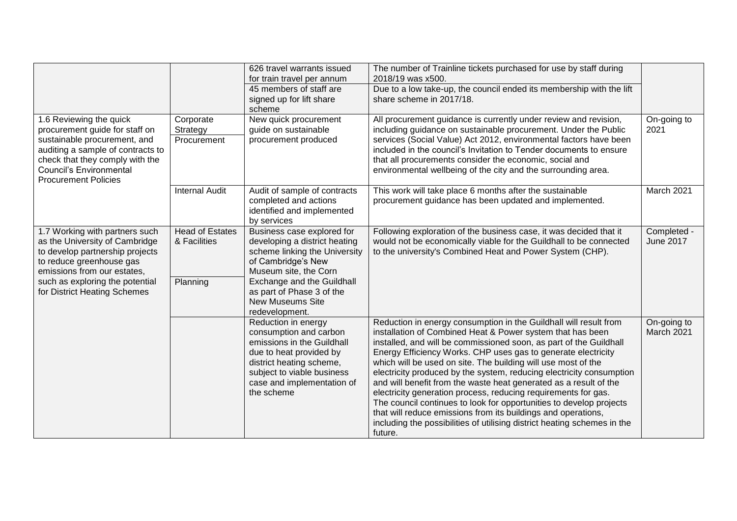| | | | | |
|---|---|---|---|---|
| | | 626 travel warrants issued for train travel per annum | The number of Trainline tickets purchased for use by staff during 2018/19 was x500. | |
| | | 45 members of staff are signed up for lift share scheme | Due to a low take-up, the council ended its membership with the lift share scheme in 2017/18. | |
| 1.6 Reviewing the quick procurement guide for staff on sustainable procurement, and auditing a sample of contracts to check that they comply with the Council's Environmental Procurement Policies | Corporate Strategy Procurement | New quick procurement guide on sustainable procurement produced | All procurement guidance is currently under review and revision, including guidance on sustainable procurement. Under the Public services (Social Value) Act 2012, environmental factors have been included in the council's Invitation to Tender documents to ensure that all procurements consider the economic, social and environmental wellbeing of the city and the surrounding area. | On-going to 2021 |
| | Internal Audit | Audit of sample of contracts completed and actions identified and implemented by services | This work will take place 6 months after the sustainable procurement guidance has been updated and implemented. | March 2021 |
| 1.7 Working with partners such as the University of Cambridge to develop partnership projects to reduce greenhouse gas emissions from our estates, such as exploring the potential for District Heating Schemes | Head of Estates & Facilities<br>Planning | Business case explored for developing a district heating scheme linking the University of Cambridge's New Museum site, the Corn Exchange and the Guildhall as part of Phase 3 of the New Museums Site redevelopment. | Following exploration of the business case, it was decided that it would not be economically viable for the Guildhall to be connected to the university's Combined Heat and Power System (CHP). | Completed - June 2017 |
| | | Reduction in energy consumption and carbon emissions in the Guildhall due to heat provided by district heating scheme, subject to viable business case and implementation of the scheme | Reduction in energy consumption in the Guildhall will result from installation of Combined Heat & Power system that has been installed, and will be commissioned soon, as part of the Guildhall Energy Efficiency Works. CHP uses gas to generate electricity which will be used on site. The building will use most of the electricity produced by the system, reducing electricity consumption and will benefit from the waste heat generated as a result of the electricity generation process, reducing requirements for gas. The council continues to look for opportunities to develop projects that will reduce emissions from its buildings and operations, including the possibilities of utilising district heating schemes in the future. | On-going to March 2021 |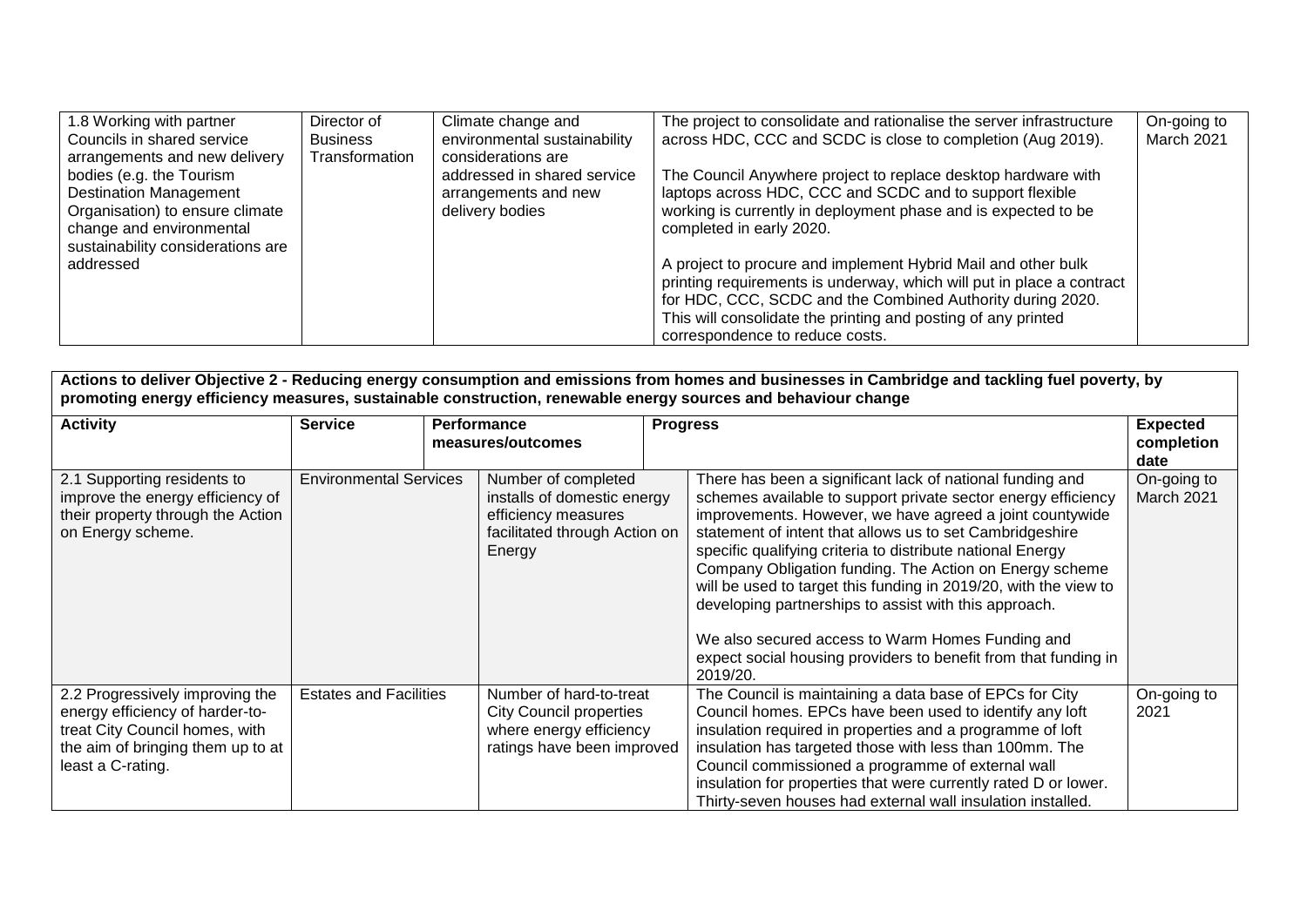| 1.8 Working with partner Councils in shared service arrangements and new delivery bodies (e.g. the Tourism Destination Management Organisation) to ensure climate change and environmental sustainability considerations are addressed | Director of Business Transformation | Climate change and environmental sustainability considerations are addressed in shared service arrangements and new delivery bodies | The project to consolidate and rationalise the server infrastructure across HDC, CCC and SCDC is close to completion (Aug 2019).<br><br>The Council Anywhere project to replace desktop hardware with laptops across HDC, CCC and SCDC and to support flexible working is currently in deployment phase and is expected to be completed in early 2020.<br><br>A project to procure and implement Hybrid Mail and other bulk printing requirements is underway, which will put in place a contract for HDC, CCC, SCDC and the Combined Authority during 2020. This will consolidate the printing and posting of any printed correspondence to reduce costs. | On-going to March 2021 |
|---|---|---|---|---|

**Actions to deliver Objective 2 - Reducing energy consumption and emissions from homes and businesses in Cambridge and tackling fuel poverty, by promoting energy efficiency measures, sustainable construction, renewable energy sources and behaviour change**

| Activity | Service | Performance measures/outcomes | Progress | Expected completion date |
|---|---|---|---|---|
| 2.1 Supporting residents to improve the energy efficiency of their property through the Action on Energy scheme. | Environmental Services | Number of completed installs of domestic energy efficiency measures facilitated through Action on Energy | There has been a significant lack of national funding and schemes available to support private sector energy efficiency improvements. However, we have agreed a joint countywide statement of intent that allows us to set Cambridgeshire specific qualifying criteria to distribute national Energy Company Obligation funding. The Action on Energy scheme will be used to target this funding in 2019/20, with the view to developing partnerships to assist with this approach.<br><br>We also secured access to Warm Homes Funding and expect social housing providers to benefit from that funding in 2019/20. | On-going to March 2021 |
| 2.2 Progressively improving the energy efficiency of harder-to-treat City Council homes, with the aim of bringing them up to at least a C-rating. | Estates and Facilities | Number of hard-to-treat City Council properties where energy efficiency ratings have been improved | The Council is maintaining a data base of EPCs for City Council homes. EPCs have been used to identify any loft insulation required in properties and a programme of loft insulation has targeted those with less than 100mm. The Council commissioned a programme of external wall insulation for properties that were currently rated D or lower. Thirty-seven houses had external wall insulation installed. | On-going to 2021 |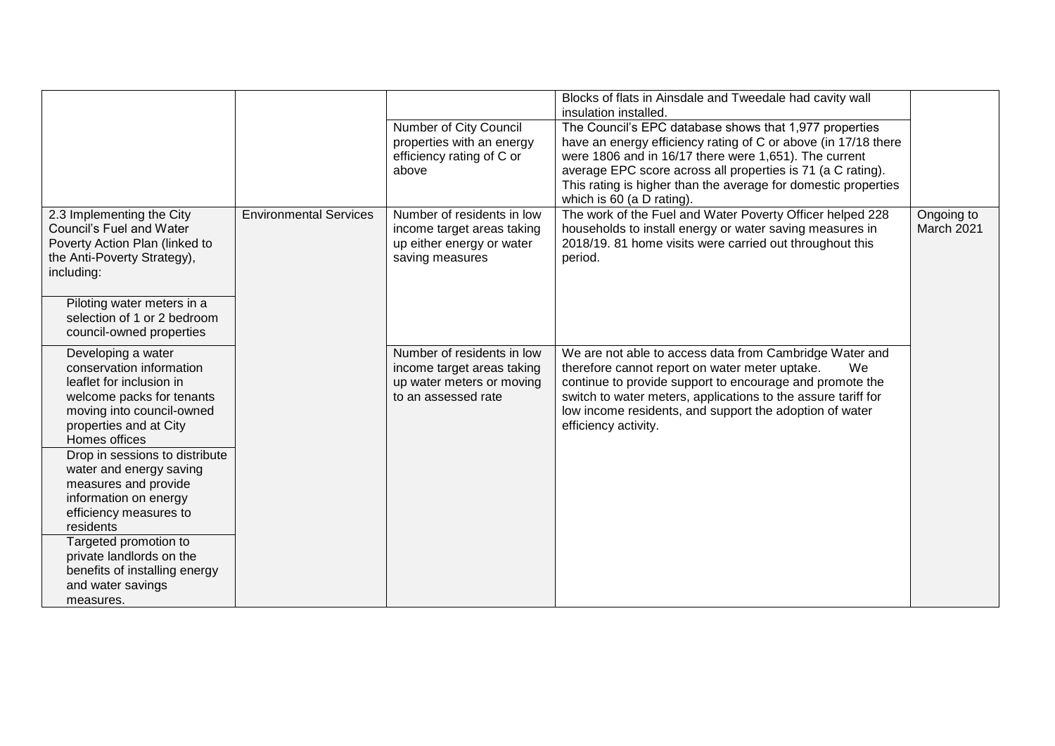| | | | | |
|---|---|---|---|---|
| | | | Blocks of flats in Ainsdale and Tweedale had cavity wall insulation installed. | |
| | | Number of City Council properties with an energy efficiency rating of C or above | The Council's EPC database shows that 1,977 properties have an energy efficiency rating of C or above (in 17/18 there were 1806 and in 16/17 there were 1,651). The current average EPC score across all properties is 71 (a C rating). This rating is higher than the average for domestic properties which is 60 (a D rating). | |
| 2.3 Implementing the City Council's Fuel and Water Poverty Action Plan (linked to the Anti-Poverty Strategy), including:<br><br>Piloting water meters in a selection of 1 or 2 bedroom council-owned properties | Environmental Services | Number of residents in low income target areas taking up either energy or water saving measures | The work of the Fuel and Water Poverty Officer helped 228 households to install energy or water saving measures in 2018/19. 81 home visits were carried out throughout this period. | Ongoing to March 2021 |
| Developing a water conservation information leaflet for inclusion in welcome packs for tenants moving into council-owned properties and at City Homes offices<br><br>Drop in sessions to distribute water and energy saving measures and provide information on energy efficiency measures to residents<br><br>Targeted promotion to private landlords on the benefits of installing energy and water savings measures. | | Number of residents in low income target areas taking up water meters or moving to an assessed rate | We are not able to access data from Cambridge Water and therefore cannot report on water meter uptake. We continue to provide support to encourage and promote the switch to water meters, applications to the assure tariff for low income residents, and support the adoption of water efficiency activity. | |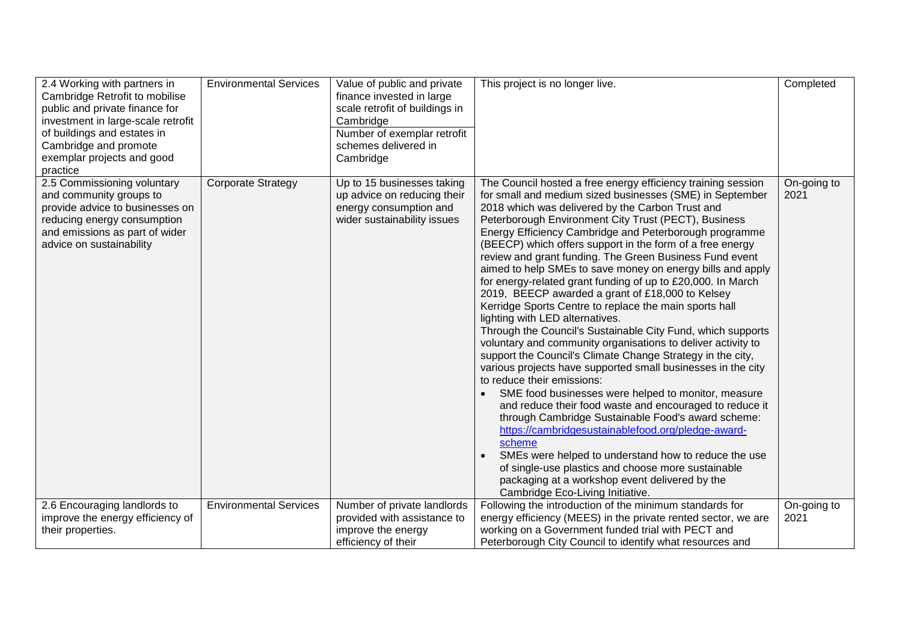| 2.4 Working with partners in Cambridge Retrofit to mobilise public and private finance for investment in large-scale retrofit of buildings and estates in Cambridge and promote exemplar projects and good practice | Environmental Services | Value of public and private finance invested in large scale retrofit of buildings in Cambridge<br>Number of exemplar retrofit schemes delivered in Cambridge | This project is no longer live. | Completed |
|---|---|---|---|---|
| 2.5 Commissioning voluntary and community groups to provide advice to businesses on reducing energy consumption and emissions as part of wider advice on sustainability | Corporate Strategy | Up to 15 businesses taking up advice on reducing their energy consumption and wider sustainability issues | The Council hosted a free energy efficiency training session for small and medium sized businesses (SME) in September 2018 which was delivered by the Carbon Trust and Peterborough Environment City Trust (PECT), Business Energy Efficiency Cambridge and Peterborough programme (BEECP) which offers support in the form of a free energy review and grant funding. The Green Business Fund event aimed to help SMEs to save money on energy bills and apply for energy-related grant funding of up to £20,000. In March 2019, BEECP awarded a grant of £18,000 to Kelsey Kerridge Sports Centre to replace the main sports hall lighting with LED alternatives.<br>Through the Council's Sustainable City Fund, which supports voluntary and community organisations to deliver activity to support the Council's Climate Change Strategy in the city, various projects have supported small businesses in the city to reduce their emissions:<br>• SME food businesses were helped to monitor, measure and reduce their food waste and encouraged to reduce it through Cambridge Sustainable Food's award scheme: https://cambridgesustainablefood.org/pledge-award-scheme<br>• SMEs were helped to understand how to reduce the use of single-use plastics and choose more sustainable packaging at a workshop event delivered by the Cambridge Eco-Living Initiative. | On-going to 2021 |
| 2.6 Encouraging landlords to improve the energy efficiency of their properties. | Environmental Services | Number of private landlords provided with assistance to improve the energy efficiency of their | Following the introduction of the minimum standards for energy efficiency (MEES) in the private rented sector, we are working on a Government funded trial with PECT and Peterborough City Council to identify what resources and | On-going to 2021 |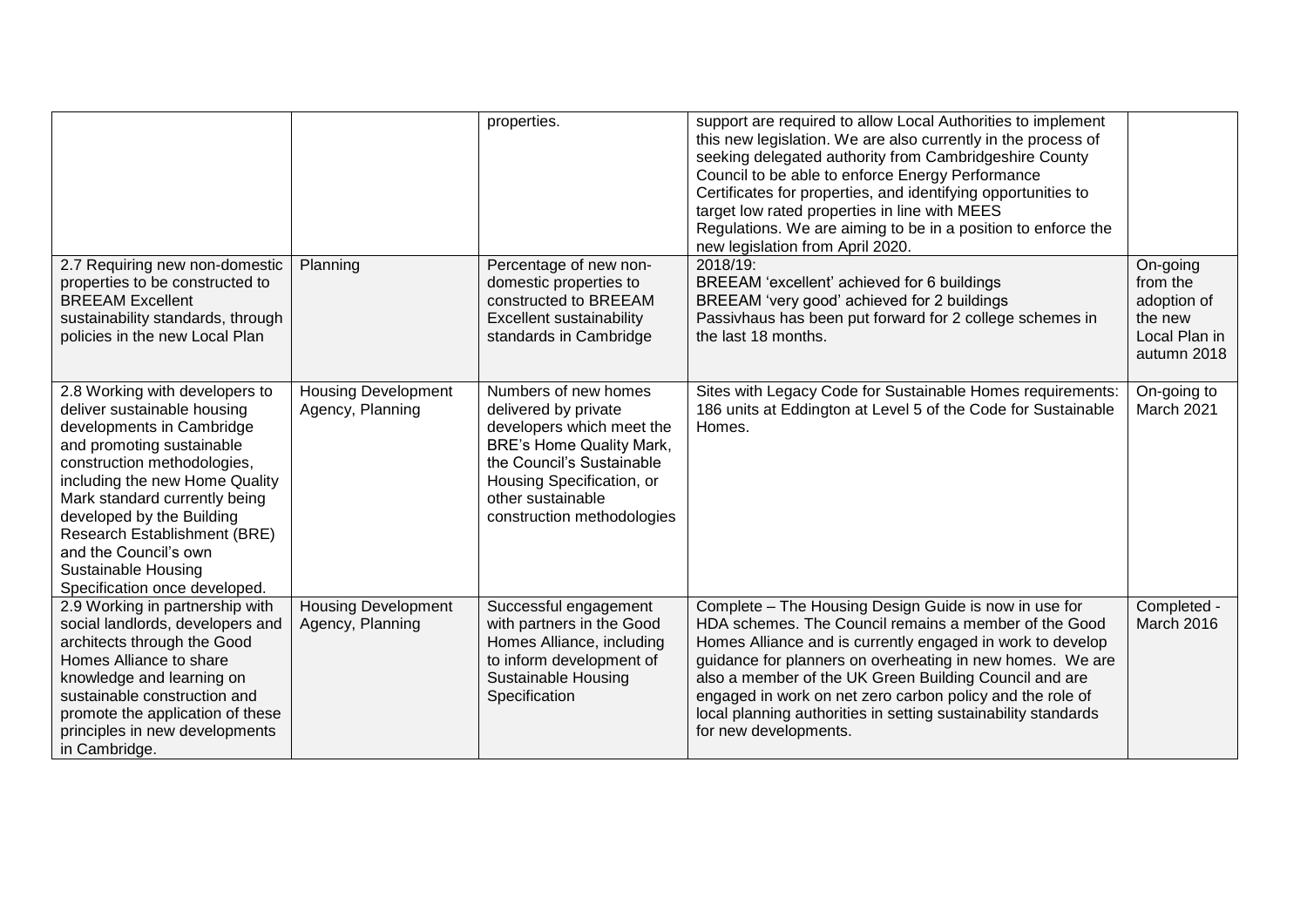| | | | | |
|---|---|---|---|---|
| | | properties. | support are required to allow Local Authorities to implement this new legislation. We are also currently in the process of seeking delegated authority from Cambridgeshire County Council to be able to enforce Energy Performance Certificates for properties, and identifying opportunities to target low rated properties in line with MEES Regulations. We are aiming to be in a position to enforce the new legislation from April 2020. | |
| 2.7 Requiring new non-domestic properties to be constructed to BREEAM Excellent sustainability standards, through policies in the new Local Plan | Planning | Percentage of new non-domestic properties to constructed to BREEAM Excellent sustainability standards in Cambridge | 2018/19:<br>BREEAM 'excellent' achieved for 6 buildings<br>BREEAM 'very good' achieved for 2 buildings<br>Passivhaus has been put forward for 2 college schemes in the last 18 months. | On-going from the adoption of the new Local Plan in autumn 2018 |
| 2.8 Working with developers to deliver sustainable housing developments in Cambridge and promoting sustainable construction methodologies, including the new Home Quality Mark standard currently being developed by the Building Research Establishment (BRE) and the Council's own Sustainable Housing Specification once developed. | Housing Development Agency, Planning | Numbers of new homes delivered by private developers which meet the BRE's Home Quality Mark, the Council's Sustainable Housing Specification, or other sustainable construction methodologies | Sites with Legacy Code for Sustainable Homes requirements: 186 units at Eddington at Level 5 of the Code for Sustainable Homes. | On-going to March 2021 |
| 2.9 Working in partnership with social landlords, developers and architects through the Good Homes Alliance to share knowledge and learning on sustainable construction and promote the application of these principles in new developments in Cambridge. | Housing Development Agency, Planning | Successful engagement with partners in the Good Homes Alliance, including to inform development of Sustainable Housing Specification | Complete – The Housing Design Guide is now in use for HDA schemes. The Council remains a member of the Good Homes Alliance and is currently engaged in work to develop guidance for planners on overheating in new homes. We are also a member of the UK Green Building Council and are engaged in work on net zero carbon policy and the role of local planning authorities in setting sustainability standards for new developments. | Completed - March 2016 |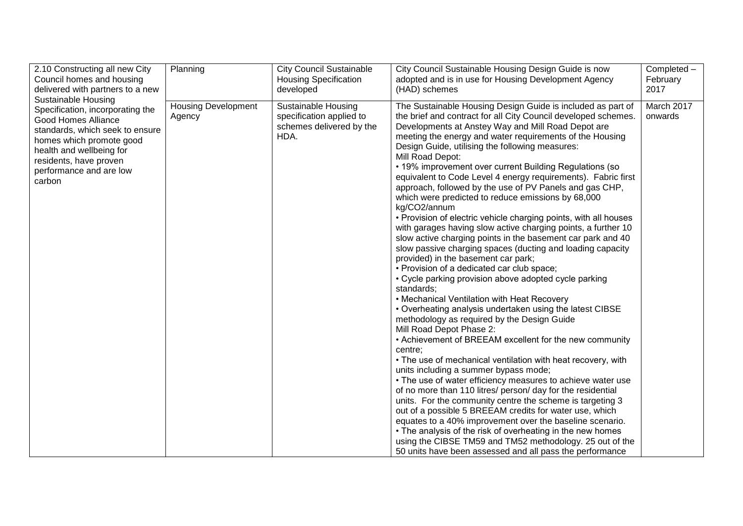| | | | | |
|---|---|---|---|---|
| 2.10 Constructing all new City Council homes and housing delivered with partners to a new Sustainable Housing Specification, incorporating the Good Homes Alliance standards, which seek to ensure homes which promote good health and wellbeing for residents, have proven performance and are low carbon | Planning | City Council Sustainable Housing Specification developed | City Council Sustainable Housing Design Guide is now adopted and is in use for Housing Development Agency (HAD) schemes | Completed – February 2017 |
| | Housing Development Agency | Sustainable Housing specification applied to schemes delivered by the HDA. | The Sustainable Housing Design Guide is included as part of the brief and contract for all City Council developed schemes. Developments at Anstey Way and Mill Road Depot are meeting the energy and water requirements of the Housing Design Guide, utilising the following measures:<br>Mill Road Depot:<br>• 19% improvement over current Building Regulations (so equivalent to Code Level 4 energy requirements). Fabric first approach, followed by the use of PV Panels and gas CHP, which were predicted to reduce emissions by 68,000 kg/CO2/annum<br>• Provision of electric vehicle charging points, with all houses with garages having slow active charging points, a further 10 slow active charging points in the basement car park and 40 slow passive charging spaces (ducting and loading capacity provided) in the basement car park;<br>• Provision of a dedicated car club space;<br>• Cycle parking provision above adopted cycle parking standards;<br>• Mechanical Ventilation with Heat Recovery<br>• Overheating analysis undertaken using the latest CIBSE methodology as required by the Design Guide<br>Mill Road Depot Phase 2:<br>• Achievement of BREEAM excellent for the new community centre;<br>• The use of mechanical ventilation with heat recovery, with units including a summer bypass mode;<br>• The use of water efficiency measures to achieve water use of no more than 110 litres/ person/ day for the residential units. For the community centre the scheme is targeting 3 out of a possible 5 BREEAM credits for water use, which equates to a 40% improvement over the baseline scenario.<br>• The analysis of the risk of overheating in the new homes using the CIBSE TM59 and TM52 methodology. 25 out of the 50 units have been assessed and all pass the performance | March 2017 onwards |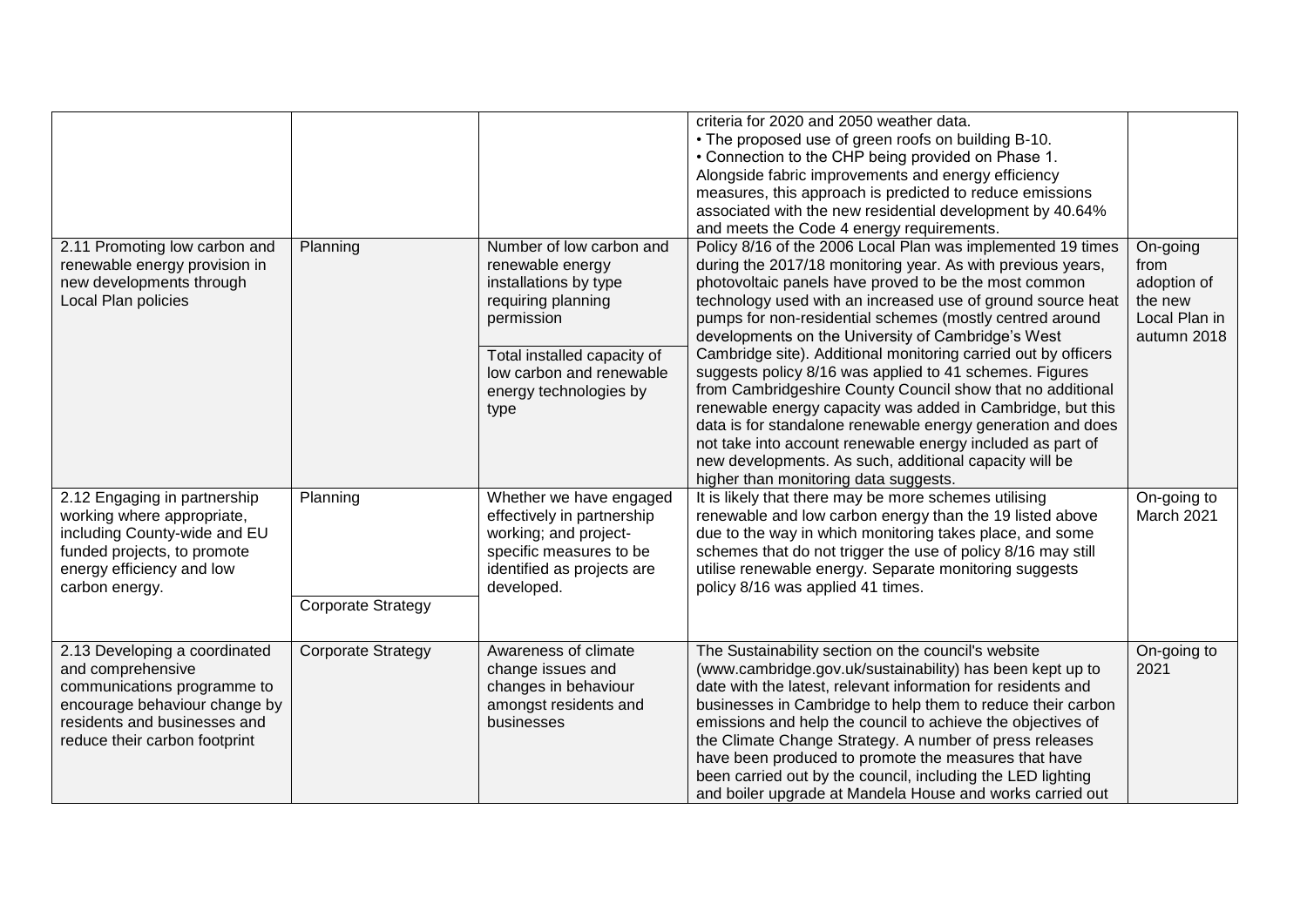|  |  |  | criteria for 2020 and 2050 weather data.<br>• The proposed use of green roofs on building B-10.<br>• Connection to the CHP being provided on Phase 1.<br>Alongside fabric improvements and energy efficiency measures, this approach is predicted to reduce emissions associated with the new residential development by 40.64% and meets the Code 4 energy requirements. |  |
|---|---|---|---|---|
| 2.11 Promoting low carbon and renewable energy provision in new developments through Local Plan policies | Planning | Number of low carbon and renewable energy installations by type requiring planning permission<br><br>Total installed capacity of low carbon and renewable energy technologies by type | Policy 8/16 of the 2006 Local Plan was implemented 19 times during the 2017/18 monitoring year. As with previous years, photovoltaic panels have proved to be the most common technology used with an increased use of ground source heat pumps for non-residential schemes (mostly centred around developments on the University of Cambridge's West Cambridge site). Additional monitoring carried out by officers suggests policy 8/16 was applied to 41 schemes. Figures from Cambridgeshire County Council show that no additional renewable energy capacity was added in Cambridge, but this data is for standalone renewable energy generation and does not take into account renewable energy included as part of new developments. As such, additional capacity will be higher than monitoring data suggests. | On-going from adoption of the new Local Plan in autumn 2018 |
| 2.12 Engaging in partnership working where appropriate, including County-wide and EU funded projects, to promote energy efficiency and low carbon energy. | Planning<br><br>Corporate Strategy | Whether we have engaged effectively in partnership working; and project-specific measures to be identified as projects are developed. | It is likely that there may be more schemes utilising renewable and low carbon energy than the 19 listed above due to the way in which monitoring takes place, and some schemes that do not trigger the use of policy 8/16 may still utilise renewable energy. Separate monitoring suggests policy 8/16 was applied 41 times. | On-going to March 2021 |
| 2.13 Developing a coordinated and comprehensive communications programme to encourage behaviour change by residents and businesses and reduce their carbon footprint | Corporate Strategy | Awareness of climate change issues and changes in behaviour amongst residents and businesses | The Sustainability section on the council's website (www.cambridge.gov.uk/sustainability) has been kept up to date with the latest, relevant information for residents and businesses in Cambridge to help them to reduce their carbon emissions and help the council to achieve the objectives of the Climate Change Strategy. A number of press releases have been produced to promote the measures that have been carried out by the council, including the LED lighting and boiler upgrade at Mandela House and works carried out | On-going to 2021 |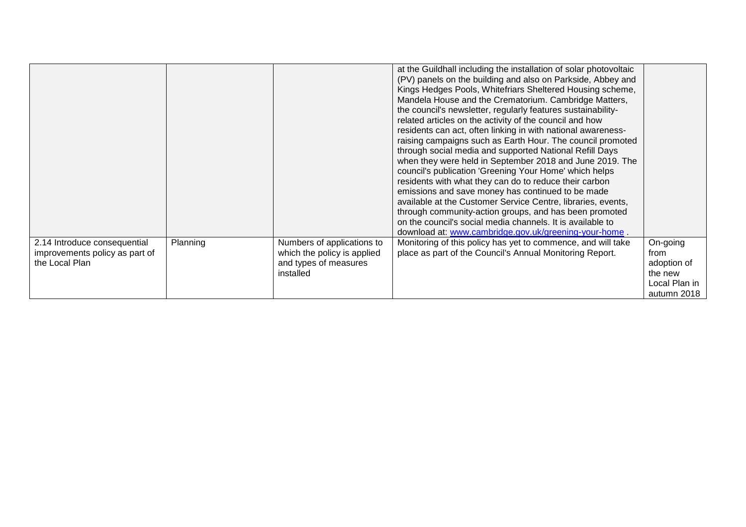| | | | | |
|---|---|---|---|---|
| | | | at the Guildhall including the installation of solar photovoltaic (PV) panels on the building and also on Parkside, Abbey and Kings Hedges Pools, Whitefriars Sheltered Housing scheme, Mandela House and the Crematorium. Cambridge Matters, the council's newsletter, regularly features sustainability-related articles on the activity of the council and how residents can act, often linking in with national awareness-raising campaigns such as Earth Hour. The council promoted through social media and supported National Refill Days when they were held in September 2018 and June 2019. The council's publication 'Greening Your Home' which helps residents with what they can do to reduce their carbon emissions and save money has continued to be made available at the Customer Service Centre, libraries, events, through community-action groups, and has been promoted on the council's social media channels. It is available to download at: www.cambridge.gov.uk/greening-your-home . | |
| 2.14 Introduce consequential improvements policy as part of the Local Plan | Planning | Numbers of applications to which the policy is applied and types of measures installed | Monitoring of this policy has yet to commence, and will take place as part of the Council's Annual Monitoring Report. | On-going from adoption of the new Local Plan in autumn 2018 |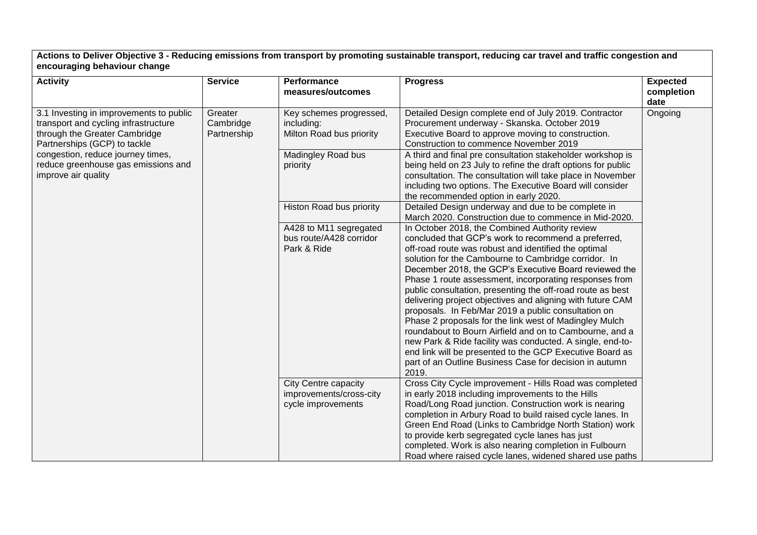**Actions to Deliver Objective 3 - Reducing emissions from transport by promoting sustainable transport, reducing car travel and traffic congestion and encouraging behaviour change**

| Activity | Service | Performance measures/outcomes | Progress | Expected completion date |
|---|---|---|---|---|
| 3.1 Investing in improvements to public transport and cycling infrastructure through the Greater Cambridge Partnerships (GCP) to tackle congestion, reduce journey times, reduce greenhouse gas emissions and improve air quality | Greater Cambridge Partnership | Key schemes progressed, including: Milton Road bus priority | Detailed Design complete end of July 2019. Contractor Procurement underway - Skanska. October 2019 Executive Board to approve moving to construction. Construction to commence November 2019 | Ongoing |
| | | Madingley Road bus priority | A third and final pre consultation stakeholder workshop is being held on 23 July to refine the draft options for public consultation. The consultation will take place in November including two options. The Executive Board will consider the recommended option in early 2020. | |
| | | Histon Road bus priority | Detailed Design underway and due to be complete in March 2020. Construction due to commence in Mid-2020. | |
| | | A428 to M11 segregated bus route/A428 corridor Park & Ride | In October 2018, the Combined Authority review concluded that GCP's work to recommend a preferred, off-road route was robust and identified the optimal solution for the Cambourne to Cambridge corridor. In December 2018, the GCP's Executive Board reviewed the Phase 1 route assessment, incorporating responses from public consultation, presenting the off-road route as best delivering project objectives and aligning with future CAM proposals. In Feb/Mar 2019 a public consultation on Phase 2 proposals for the link west of Madingley Mulch roundabout to Bourn Airfield and on to Cambourne, and a new Park & Ride facility was conducted. A single, end-to-end link will be presented to the GCP Executive Board as part of an Outline Business Case for decision in autumn 2019. | |
| | | City Centre capacity improvements/cross-city cycle improvements | Cross City Cycle improvement - Hills Road was completed in early 2018 including improvements to the Hills Road/Long Road junction. Construction work is nearing completion in Arbury Road to build raised cycle lanes. In Green End Road (Links to Cambridge North Station) work to provide kerb segregated cycle lanes has just completed. Work is also nearing completion in Fulbourn Road where raised cycle lanes, widened shared use paths | |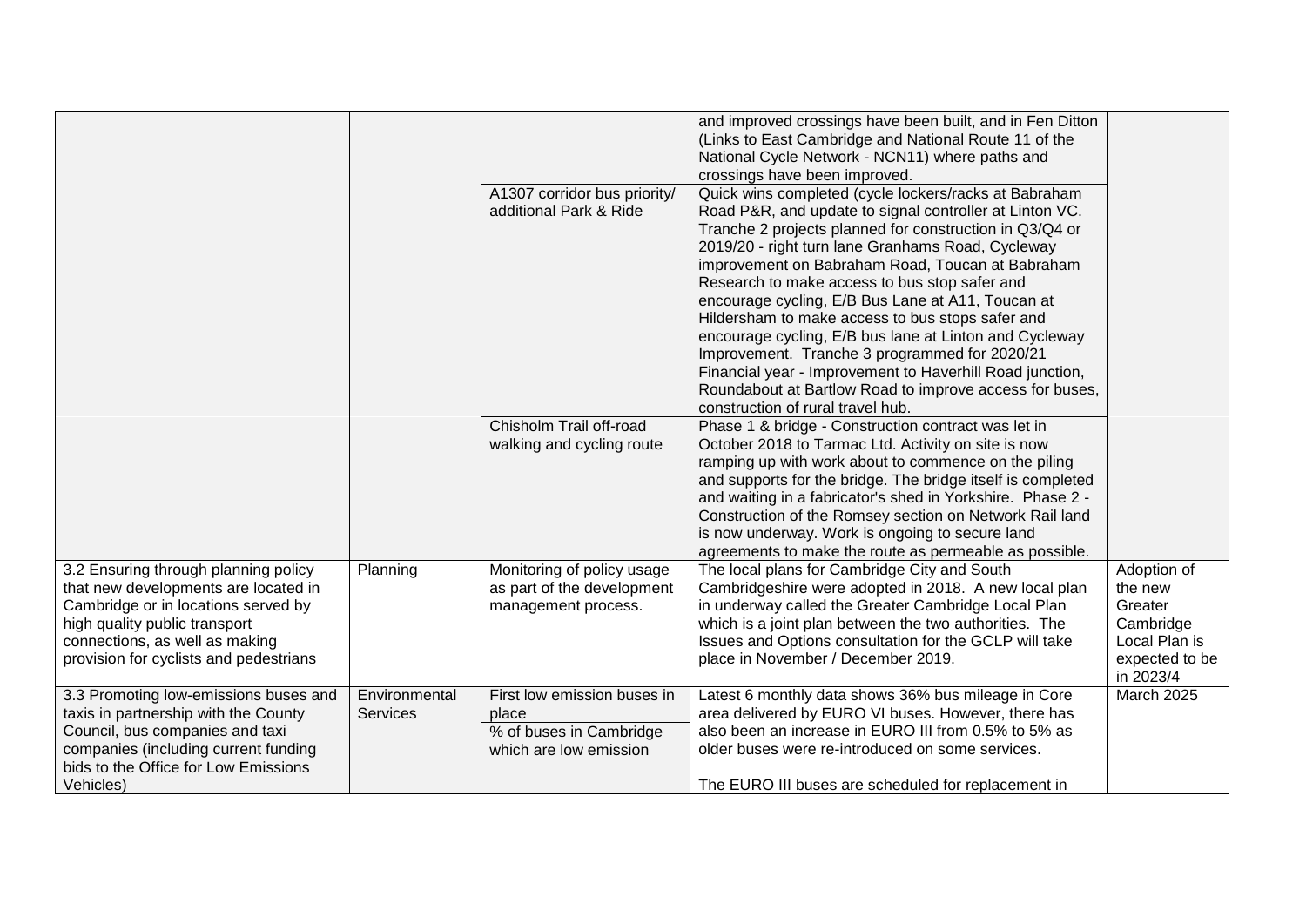| | | | | |
|---|---|---|---|---|
| | | | and improved crossings have been built, and in Fen Ditton (Links to East Cambridge and National Route 11 of the National Cycle Network - NCN11) where paths and crossings have been improved. | |
| | | A1307 corridor bus priority/ additional Park & Ride | Quick wins completed (cycle lockers/racks at Babraham Road P&R, and update to signal controller at Linton VC. Tranche 2 projects planned for construction in Q3/Q4 or 2019/20 - right turn lane Granhams Road, Cycleway improvement on Babraham Road, Toucan at Babraham Research to make access to bus stop safer and encourage cycling, E/B Bus Lane at A11, Toucan at Hildersham to make access to bus stops safer and encourage cycling, E/B bus lane at Linton and Cycleway Improvement. Tranche 3 programmed for 2020/21 Financial year - Improvement to Haverhill Road junction, Roundabout at Bartlow Road to improve access for buses, construction of rural travel hub. | |
| | | Chisholm Trail off-road walking and cycling route | Phase 1 & bridge - Construction contract was let in October 2018 to Tarmac Ltd. Activity on site is now ramping up with work about to commence on the piling and supports for the bridge. The bridge itself is completed and waiting in a fabricator's shed in Yorkshire. Phase 2 - Construction of the Romsey section on Network Rail land is now underway. Work is ongoing to secure land agreements to make the route as permeable as possible. | |
| 3.2 Ensuring through planning policy that new developments are located in Cambridge or in locations served by high quality public transport connections, as well as making provision for cyclists and pedestrians | Planning | Monitoring of policy usage as part of the development management process. | The local plans for Cambridge City and South Cambridgeshire were adopted in 2018. A new local plan in underway called the Greater Cambridge Local Plan which is a joint plan between the two authorities. The Issues and Options consultation for the GCLP will take place in November / December 2019. | Adoption of the new Greater Cambridge Local Plan is expected to be in 2023/4 |
| 3.3 Promoting low-emissions buses and taxis in partnership with the County Council, bus companies and taxi companies (including current funding bids to the Office for Low Emissions Vehicles) | Environmental Services | First low emission buses in place<br>% of buses in Cambridge which are low emission | Latest 6 monthly data shows 36% bus mileage in Core area delivered by EURO VI buses. However, there has also been an increase in EURO III from 0.5% to 5% as older buses were re-introduced on some services.<br><br>The EURO III buses are scheduled for replacement in | March 2025 |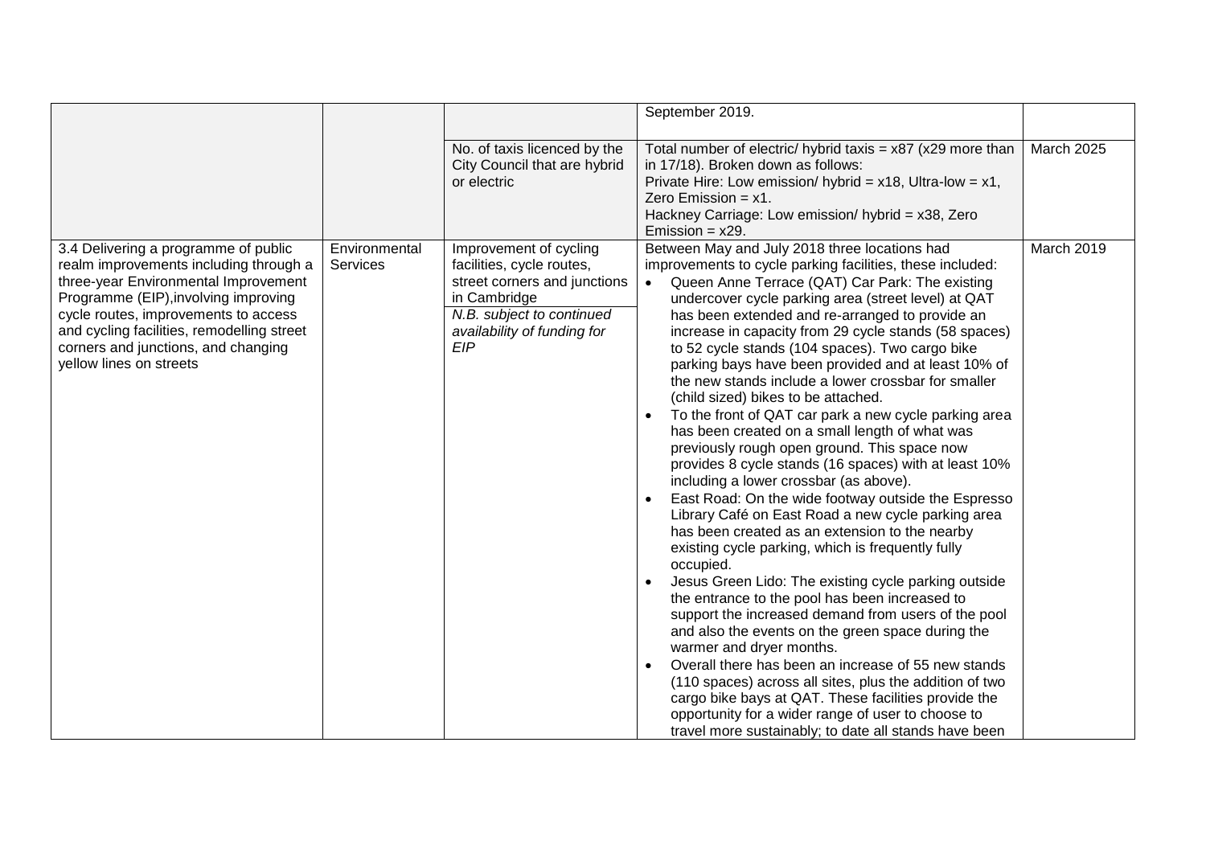| | | | | |
|---|---|---|---|---|
| | | | September 2019. | |
| | | No. of taxis licenced by the City Council that are hybrid or electric | Total number of electric/ hybrid taxis = x87 (x29 more than in 17/18). Broken down as follows:<br>Private Hire: Low emission/ hybrid = x18, Ultra-low = x1, Zero Emission = x1.<br>Hackney Carriage: Low emission/ hybrid = x38, Zero Emission = x29. | March 2025 |
| 3.4 Delivering a programme of public realm improvements including through a three-year Environmental Improvement Programme (EIP),involving improving cycle routes, improvements to access and cycling facilities, remodelling street corners and junctions, and changing yellow lines on streets | Environmental Services | Improvement of cycling facilities, cycle routes, street corners and junctions in Cambridge<br>*N.B. subject to continued availability of funding for EIP* | Between May and July 2018 three locations had improvements to cycle parking facilities, these included:<br>• Queen Anne Terrace (QAT) Car Park: The existing undercover cycle parking area (street level) at QAT has been extended and re-arranged to provide an increase in capacity from 29 cycle stands (58 spaces) to 52 cycle stands (104 spaces). Two cargo bike parking bays have been provided and at least 10% of the new stands include a lower crossbar for smaller (child sized) bikes to be attached.<br>• To the front of QAT car park a new cycle parking area has been created on a small length of what was previously rough open ground. This space now provides 8 cycle stands (16 spaces) with at least 10% including a lower crossbar (as above).<br>• East Road: On the wide footway outside the Espresso Library Café on East Road a new cycle parking area has been created as an extension to the nearby existing cycle parking, which is frequently fully occupied.<br>• Jesus Green Lido: The existing cycle parking outside the entrance to the pool has been increased to support the increased demand from users of the pool and also the events on the green space during the warmer and dryer months.<br>• Overall there has been an increase of 55 new stands (110 spaces) across all sites, plus the addition of two cargo bike bays at QAT. These facilities provide the opportunity for a wider range of user to choose to travel more sustainably; to date all stands have been | March 2019 |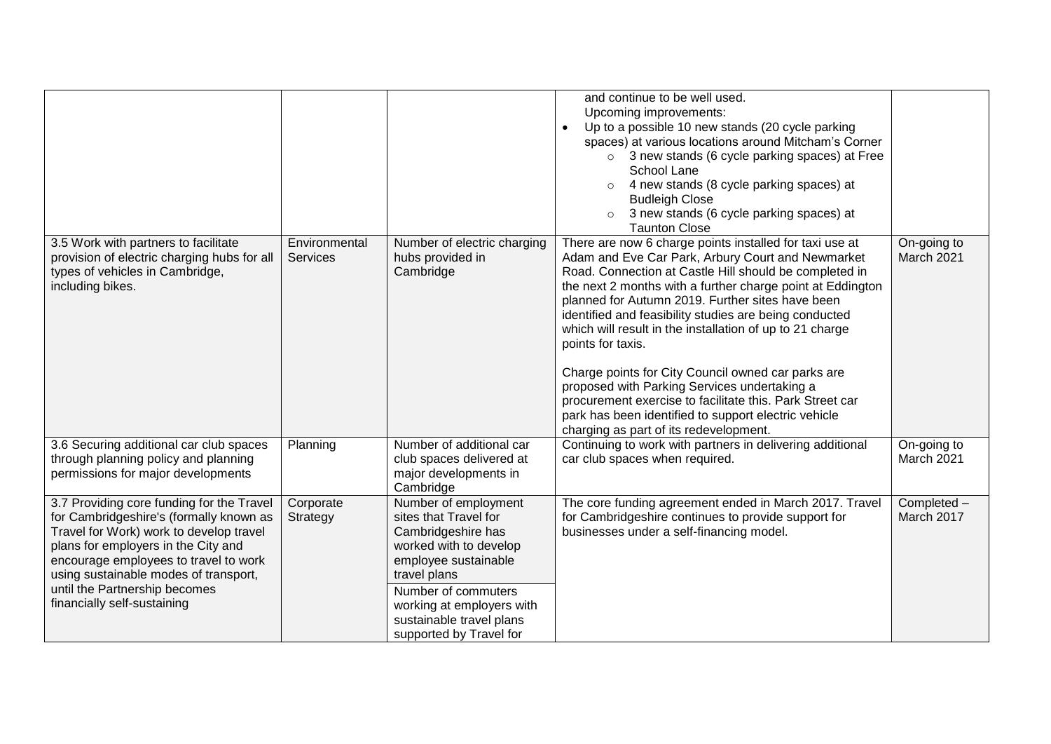| | | | | |
|---|---|---|---|---|
| | | | and continue to be well used.<br>Upcoming improvements:<br>• Up to a possible 10 new stands (20 cycle parking spaces) at various locations around Mitcham's Corner<br>  ○ 3 new stands (6 cycle parking spaces) at Free School Lane<br>  ○ 4 new stands (8 cycle parking spaces) at Budleigh Close<br>  ○ 3 new stands (6 cycle parking spaces) at Taunton Close | |
| 3.5 Work with partners to facilitate provision of electric charging hubs for all types of vehicles in Cambridge, including bikes. | Environmental Services | Number of electric charging hubs provided in Cambridge | There are now 6 charge points installed for taxi use at Adam and Eve Car Park, Arbury Court and Newmarket Road. Connection at Castle Hill should be completed in the next 2 months with a further charge point at Eddington planned for Autumn 2019. Further sites have been identified and feasibility studies are being conducted which will result in the installation of up to 21 charge points for taxis.<br><br>Charge points for City Council owned car parks are proposed with Parking Services undertaking a procurement exercise to facilitate this. Park Street car park has been identified to support electric vehicle charging as part of its redevelopment. | On-going to March 2021 |
| 3.6 Securing additional car club spaces through planning policy and planning permissions for major developments | Planning | Number of additional car club spaces delivered at major developments in Cambridge | Continuing to work with partners in delivering additional car club spaces when required. | On-going to March 2021 |
| 3.7 Providing core funding for the Travel for Cambridgeshire's (formally known as Travel for Work) work to develop travel plans for employers in the City and encourage employees to travel to work using sustainable modes of transport, until the Partnership becomes financially self-sustaining | Corporate Strategy | Number of employment sites that Travel for Cambridgeshire has worked with to develop employee sustainable travel plans<br><br>Number of commuters working at employers with sustainable travel plans supported by Travel for | The core funding agreement ended in March 2017. Travel for Cambridgeshire continues to provide support for businesses under a self-financing model. | Completed – March 2017 |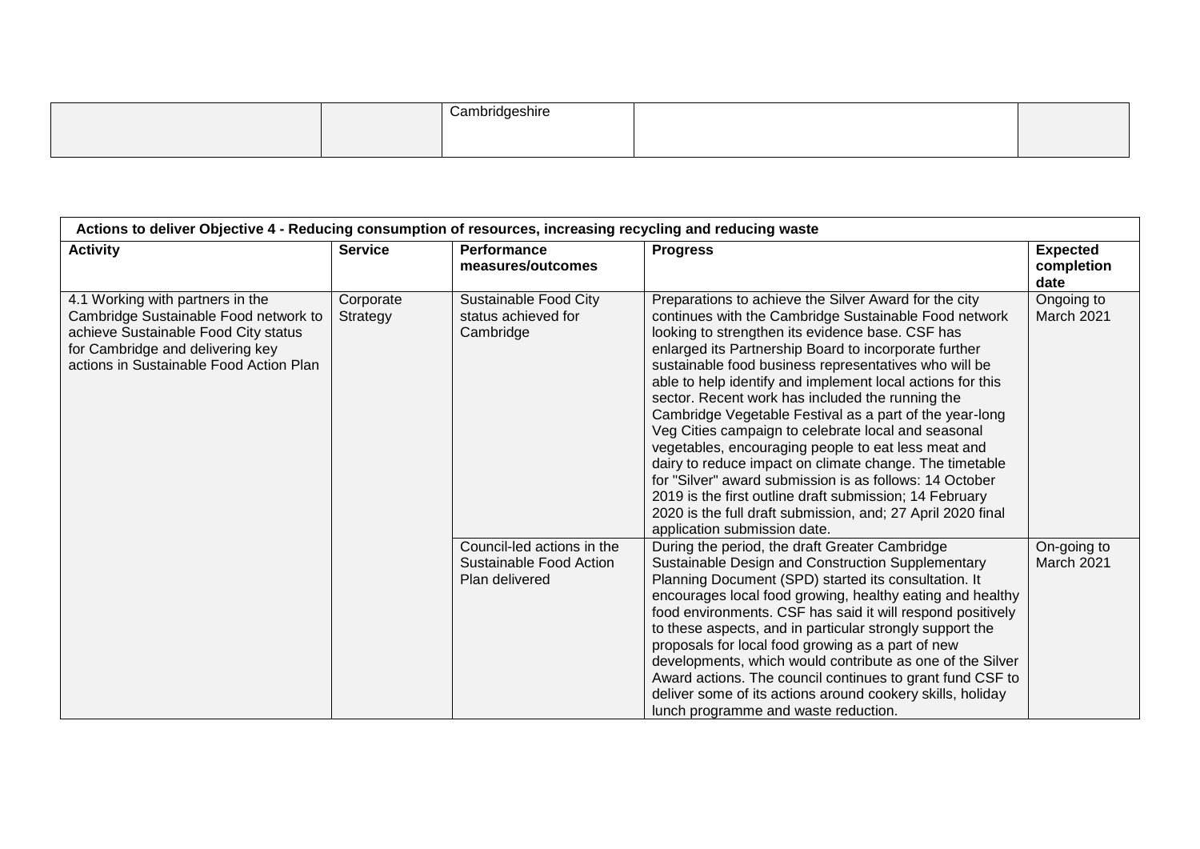| | | Cambridgeshire | | |
|---|---|---|---|---|

| Actions to deliver Objective 4 - Reducing consumption of resources, increasing recycling and reducing waste | | | | |
|---|---|---|---|---|
| **Activity** | **Service** | **Performance measures/outcomes** | **Progress** | **Expected completion date** |
| 4.1 Working with partners in the Cambridge Sustainable Food network to achieve Sustainable Food City status for Cambridge and delivering key actions in Sustainable Food Action Plan | Corporate Strategy | Sustainable Food City status achieved for Cambridge | Preparations to achieve the Silver Award for the city continues with the Cambridge Sustainable Food network looking to strengthen its evidence base. CSF has enlarged its Partnership Board to incorporate further sustainable food business representatives who will be able to help identify and implement local actions for this sector. Recent work has included the running the Cambridge Vegetable Festival as a part of the year-long Veg Cities campaign to celebrate local and seasonal vegetables, encouraging people to eat less meat and dairy to reduce impact on climate change. The timetable for "Silver" award submission is as follows: 14 October 2019 is the first outline draft submission; 14 February 2020 is the full draft submission, and; 27 April 2020 final application submission date. | Ongoing to March 2021 |
| | | Council-led actions in the Sustainable Food Action Plan delivered | During the period, the draft Greater Cambridge Sustainable Design and Construction Supplementary Planning Document (SPD) started its consultation. It encourages local food growing, healthy eating and healthy food environments. CSF has said it will respond positively to these aspects, and in particular strongly support the proposals for local food growing as a part of new developments, which would contribute as one of the Silver Award actions. The council continues to grant fund CSF to deliver some of its actions around cookery skills, holiday lunch programme and waste reduction. | On-going to March 2021 |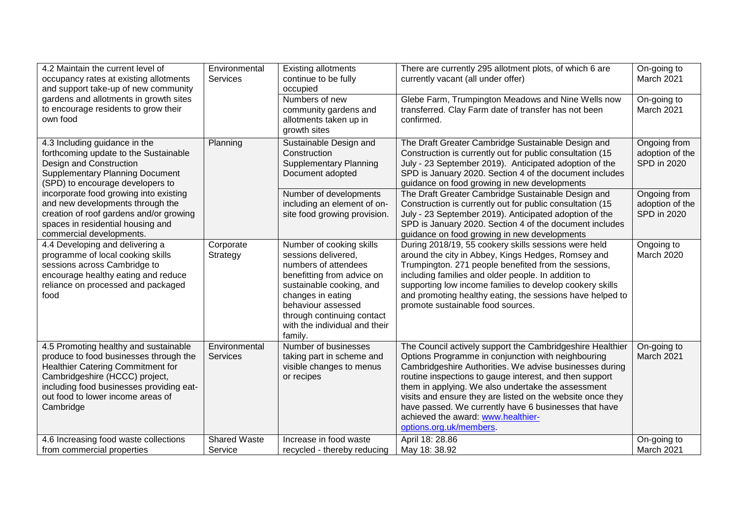| | | | | |
|---|---|---|---|---|
| 4.2 Maintain the current level of occupancy rates at existing allotments and support take-up of new community gardens and allotments in growth sites to encourage residents to grow their own food | Environmental Services | Existing allotments continue to be fully occupied | There are currently 295 allotment plots, of which 6 are currently vacant (all under offer) | On-going to March 2021 |
| | | Numbers of new community gardens and allotments taken up in growth sites | Glebe Farm, Trumpington Meadows and Nine Wells now transferred. Clay Farm date of transfer has not been confirmed. | On-going to March 2021 |
| 4.3 Including guidance in the forthcoming update to the Sustainable Design and Construction Supplementary Planning Document (SPD) to encourage developers to incorporate food growing into existing and new developments through the creation of roof gardens and/or growing spaces in residential housing and commercial developments. | Planning | Sustainable Design and Construction Supplementary Planning Document adopted | The Draft Greater Cambridge Sustainable Design and Construction is currently out for public consultation (15 July - 23 September 2019). Anticipated adoption of the SPD is January 2020. Section 4 of the document includes guidance on food growing in new developments | Ongoing from adoption of the SPD in 2020 |
| | | Number of developments including an element of on-site food growing provision. | The Draft Greater Cambridge Sustainable Design and Construction is currently out for public consultation (15 July - 23 September 2019). Anticipated adoption of the SPD is January 2020. Section 4 of the document includes guidance on food growing in new developments | Ongoing from adoption of the SPD in 2020 |
| 4.4 Developing and delivering a programme of local cooking skills sessions across Cambridge to encourage healthy eating and reduce reliance on processed and packaged food | Corporate Strategy | Number of cooking skills sessions delivered, numbers of attendees benefitting from advice on sustainable cooking, and changes in eating behaviour assessed through continuing contact with the individual and their family. | During 2018/19, 55 cookery skills sessions were held around the city in Abbey, Kings Hedges, Romsey and Trumpington. 271 people benefited from the sessions, including families and older people. In addition to supporting low income families to develop cookery skills and promoting healthy eating, the sessions have helped to promote sustainable food sources. | Ongoing to March 2020 |
| 4.5 Promoting healthy and sustainable produce to food businesses through the Healthier Catering Commitment for Cambridgeshire (HCCC) project, including food businesses providing eat-out food to lower income areas of Cambridge | Environmental Services | Number of businesses taking part in scheme and visible changes to menus or recipes | The Council actively support the Cambridgeshire Healthier Options Programme in conjunction with neighbouring Cambridgeshire Authorities. We advise businesses during routine inspections to gauge interest, and then support them in applying. We also undertake the assessment visits and ensure they are listed on the website once they have passed. We currently have 6 businesses that have achieved the award: www.healthier-options.org.uk/members. | On-going to March 2021 |
| 4.6 Increasing food waste collections from commercial properties | Shared Waste Service | Increase in food waste recycled - thereby reducing | April 18: 28.86<br>May 18: 38.92 | On-going to March 2021 |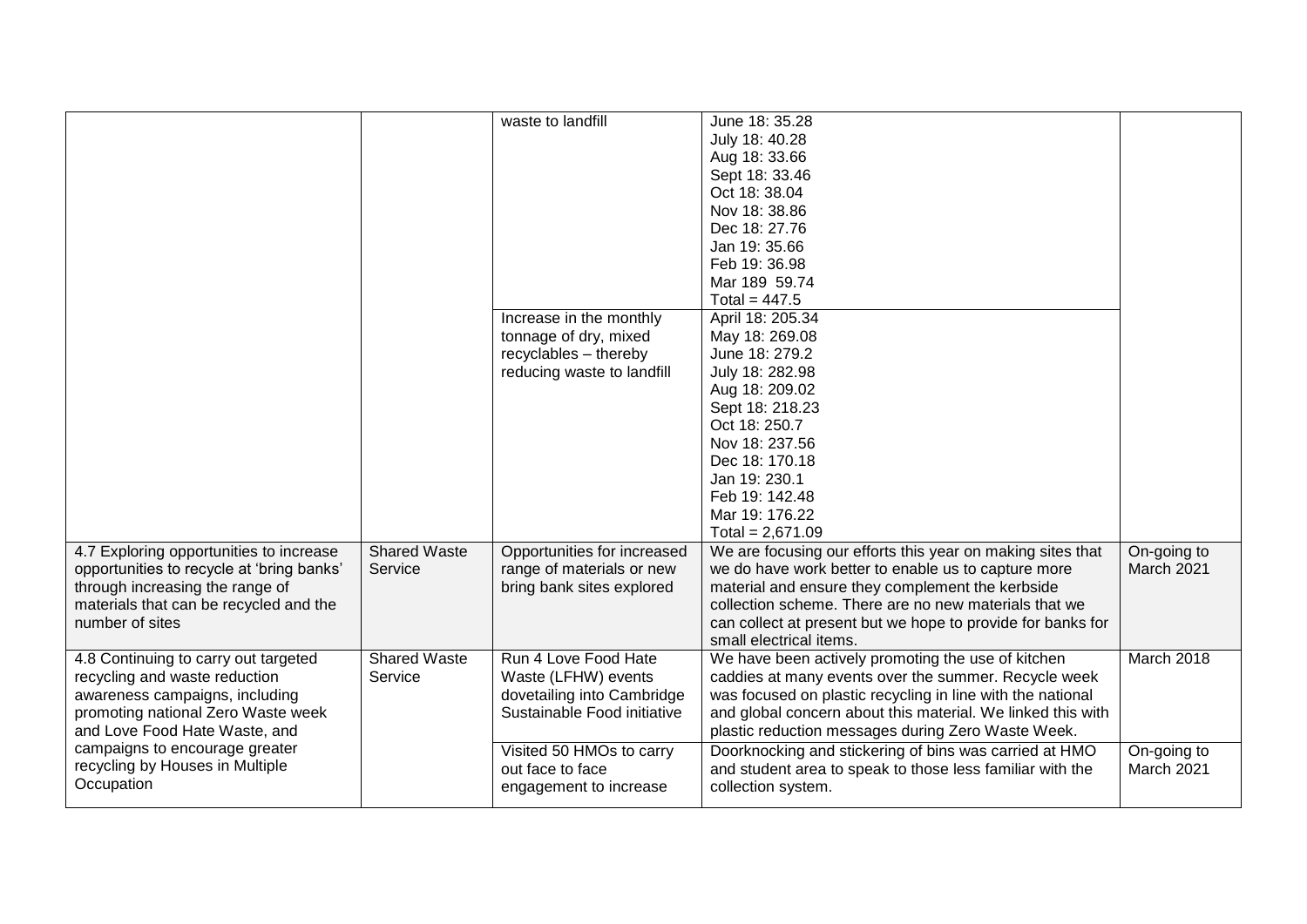| | | | | |
|---|---|---|---|---|
| | | waste to landfill | June 18: 35.28<br>July 18: 40.28<br>Aug 18: 33.66<br>Sept 18: 33.46<br>Oct 18: 38.04<br>Nov 18: 38.86<br>Dec 18: 27.76<br>Jan 19: 35.66<br>Feb 19: 36.98<br>Mar 189 59.74<br>Total = 447.5 | |
| | | Increase in the monthly tonnage of dry, mixed recyclables – thereby reducing waste to landfill | April 18: 205.34<br>May 18: 269.08<br>June 18: 279.2<br>July 18: 282.98<br>Aug 18: 209.02<br>Sept 18: 218.23<br>Oct 18: 250.7<br>Nov 18: 237.56<br>Dec 18: 170.18<br>Jan 19: 230.1<br>Feb 19: 142.48<br>Mar 19: 176.22<br>Total = 2,671.09 | |
| 4.7 Exploring opportunities to increase opportunities to recycle at 'bring banks' through increasing the range of materials that can be recycled and the number of sites | Shared Waste Service | Opportunities for increased range of materials or new bring bank sites explored | We are focusing our efforts this year on making sites that we do have work better to enable us to capture more material and ensure they complement the kerbside collection scheme. There are no new materials that we can collect at present but we hope to provide for banks for small electrical items. | On-going to March 2021 |
| 4.8 Continuing to carry out targeted recycling and waste reduction awareness campaigns, including promoting national Zero Waste week and Love Food Hate Waste, and campaigns to encourage greater recycling by Houses in Multiple Occupation | Shared Waste Service | Run 4 Love Food Hate Waste (LFHW) events dovetailing into Cambridge Sustainable Food initiative | We have been actively promoting the use of kitchen caddies at many events over the summer. Recycle week was focused on plastic recycling in line with the national and global concern about this material. We linked this with plastic reduction messages during Zero Waste Week. | March 2018 |
| | | Visited 50 HMOs to carry out face to face engagement to increase | Doorknocking and stickering of bins was carried at HMO and student area to speak to those less familiar with the collection system. | On-going to March 2021 |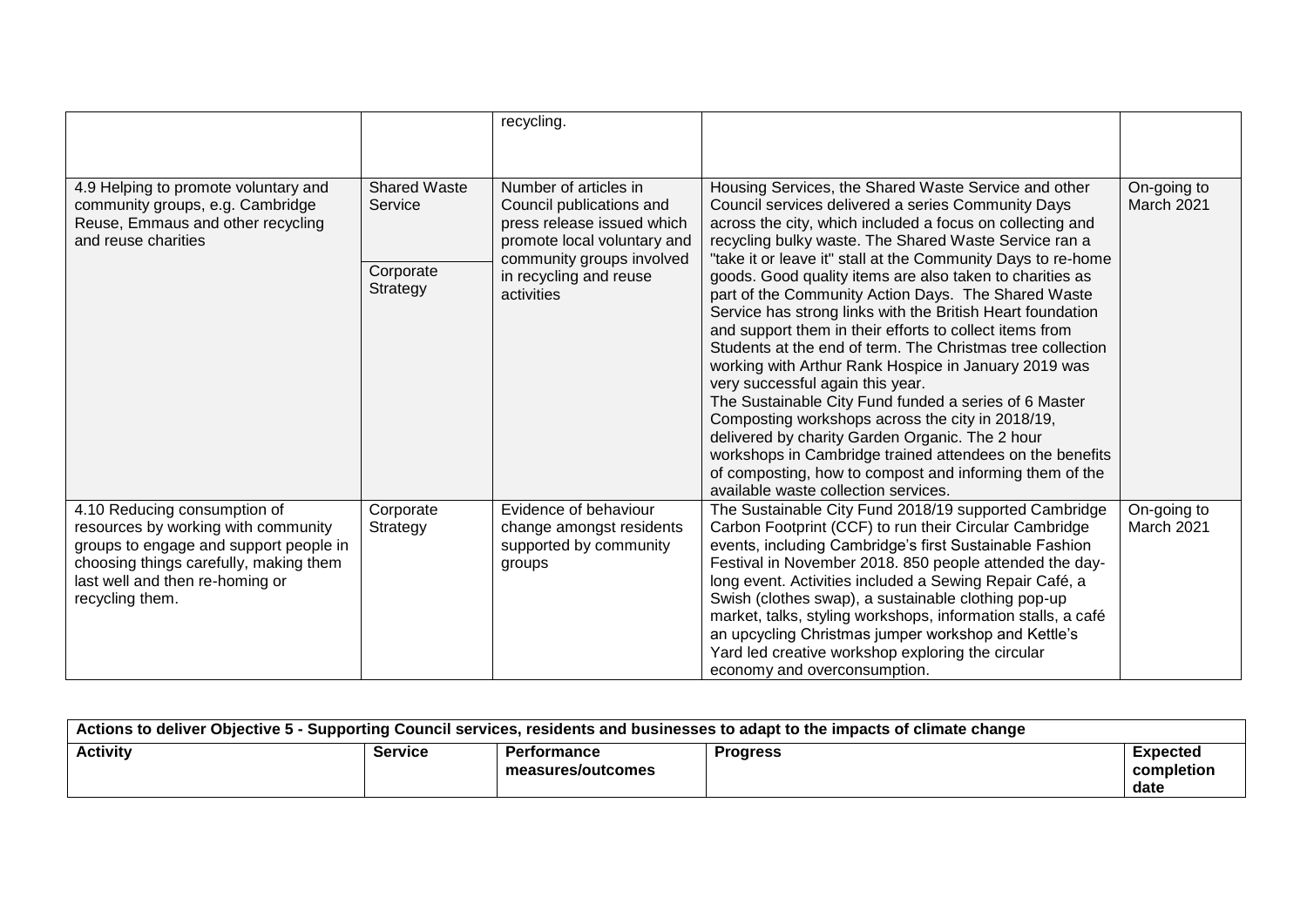| | | recycling. | | |
|---|---|---|---|---|
| 4.9 Helping to promote voluntary and community groups, e.g. Cambridge Reuse, Emmaus and other recycling and reuse charities | Shared Waste Service<br><br>Corporate Strategy | Number of articles in Council publications and press release issued which promote local voluntary and community groups involved in recycling and reuse activities | Housing Services, the Shared Waste Service and other Council services delivered a series Community Days across the city, which included a focus on collecting and recycling bulky waste. The Shared Waste Service ran a "take it or leave it" stall at the Community Days to re-home goods. Good quality items are also taken to charities as part of the Community Action Days. The Shared Waste Service has strong links with the British Heart foundation and support them in their efforts to collect items from Students at the end of term. The Christmas tree collection working with Arthur Rank Hospice in January 2019 was very successful again this year.<br>The Sustainable City Fund funded a series of 6 Master Composting workshops across the city in 2018/19, delivered by charity Garden Organic. The 2 hour workshops in Cambridge trained attendees on the benefits of composting, how to compost and informing them of the available waste collection services. | On-going to March 2021 |
| 4.10 Reducing consumption of resources by working with community groups to engage and support people in choosing things carefully, making them last well and then re-homing or recycling them. | Corporate Strategy | Evidence of behaviour change amongst residents supported by community groups | The Sustainable City Fund 2018/19 supported Cambridge Carbon Footprint (CCF) to run their Circular Cambridge events, including Cambridge's first Sustainable Fashion Festival in November 2018. 850 people attended the day-long event. Activities included a Sewing Repair Café, a Swish (clothes swap), a sustainable clothing pop-up market, talks, styling workshops, information stalls, a café an upcycling Christmas jumper workshop and Kettle's Yard led creative workshop exploring the circular economy and overconsumption. | On-going to March 2021 |

| **Actions to deliver Objective 5 - Supporting Council services, residents and businesses to adapt to the impacts of climate change** | | | | |
|---|---|---|---|---|
| **Activity** | **Service** | **Performance measures/outcomes** | **Progress** | **Expected completion date** |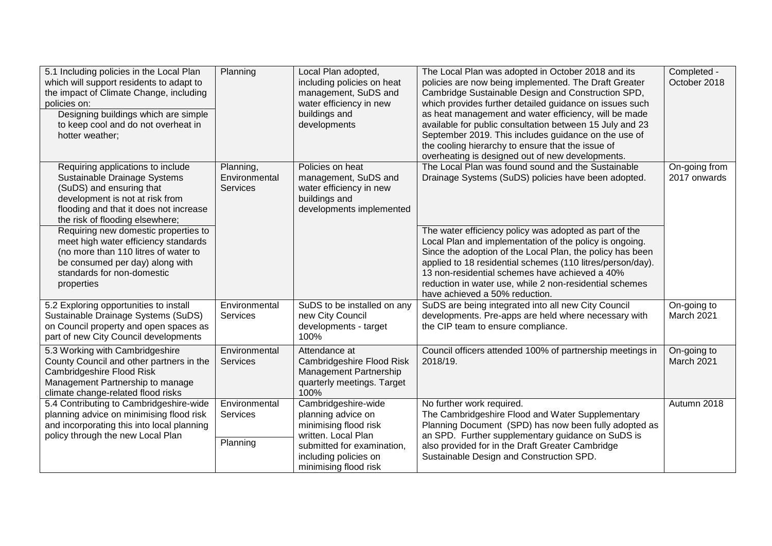| | | | | |
|---|---|---|---|---|
| 5.1 Including policies in the Local Plan which will support residents to adapt to the impact of Climate Change, including policies on: Designing buildings which are simple to keep cool and do not overheat in hotter weather; | Planning | Local Plan adopted, including policies on heat management, SuDS and water efficiency in new buildings and developments | The Local Plan was adopted in October 2018 and its policies are now being implemented. The Draft Greater Cambridge Sustainable Design and Construction SPD, which provides further detailed guidance on issues such as heat management and water efficiency, will be made available for public consultation between 15 July and 23 September 2019. This includes guidance on the use of the cooling hierarchy to ensure that the issue of overheating is designed out of new developments. | Completed - October 2018 |
| Requiring applications to include Sustainable Drainage Systems (SuDS) and ensuring that development is not at risk from flooding and that it does not increase the risk of flooding elsewhere; | Planning, Environmental Services | Policies on heat management, SuDS and water efficiency in new buildings and developments implemented | The Local Plan was found sound and the Sustainable Drainage Systems (SuDS) policies have been adopted. | On-going from 2017 onwards |
| Requiring new domestic properties to meet high water efficiency standards (no more than 110 litres of water to be consumed per day) along with standards for non-domestic properties | | | The water efficiency policy was adopted as part of the Local Plan and implementation of the policy is ongoing. Since the adoption of the Local Plan, the policy has been applied to 18 residential schemes (110 litres/person/day). 13 non-residential schemes have achieved a 40% reduction in water use, while 2 non-residential schemes have achieved a 50% reduction. | |
| 5.2 Exploring opportunities to install Sustainable Drainage Systems (SuDS) on Council property and open spaces as part of new City Council developments | Environmental Services | SuDS to be installed on any new City Council developments - target 100% | SuDS are being integrated into all new City Council developments. Pre-apps are held where necessary with the CIP team to ensure compliance. | On-going to March 2021 |
| 5.3 Working with Cambridgeshire County Council and other partners in the Cambridgeshire Flood Risk Management Partnership to manage climate change-related flood risks | Environmental Services | Attendance at Cambridgeshire Flood Risk Management Partnership quarterly meetings. Target 100% | Council officers attended 100% of partnership meetings in 2018/19. | On-going to March 2021 |
| 5.4 Contributing to Cambridgeshire-wide planning advice on minimising flood risk and incorporating this into local planning policy through the new Local Plan | Environmental Services<br><br>Planning | Cambridgeshire-wide planning advice on minimising flood risk written. Local Plan submitted for examination, including policies on minimising flood risk | No further work required.<br>The Cambridgeshire Flood and Water Supplementary Planning Document (SPD) has now been fully adopted as an SPD. Further supplementary guidance on SuDS is also provided for in the Draft Greater Cambridge Sustainable Design and Construction SPD. | Autumn 2018 |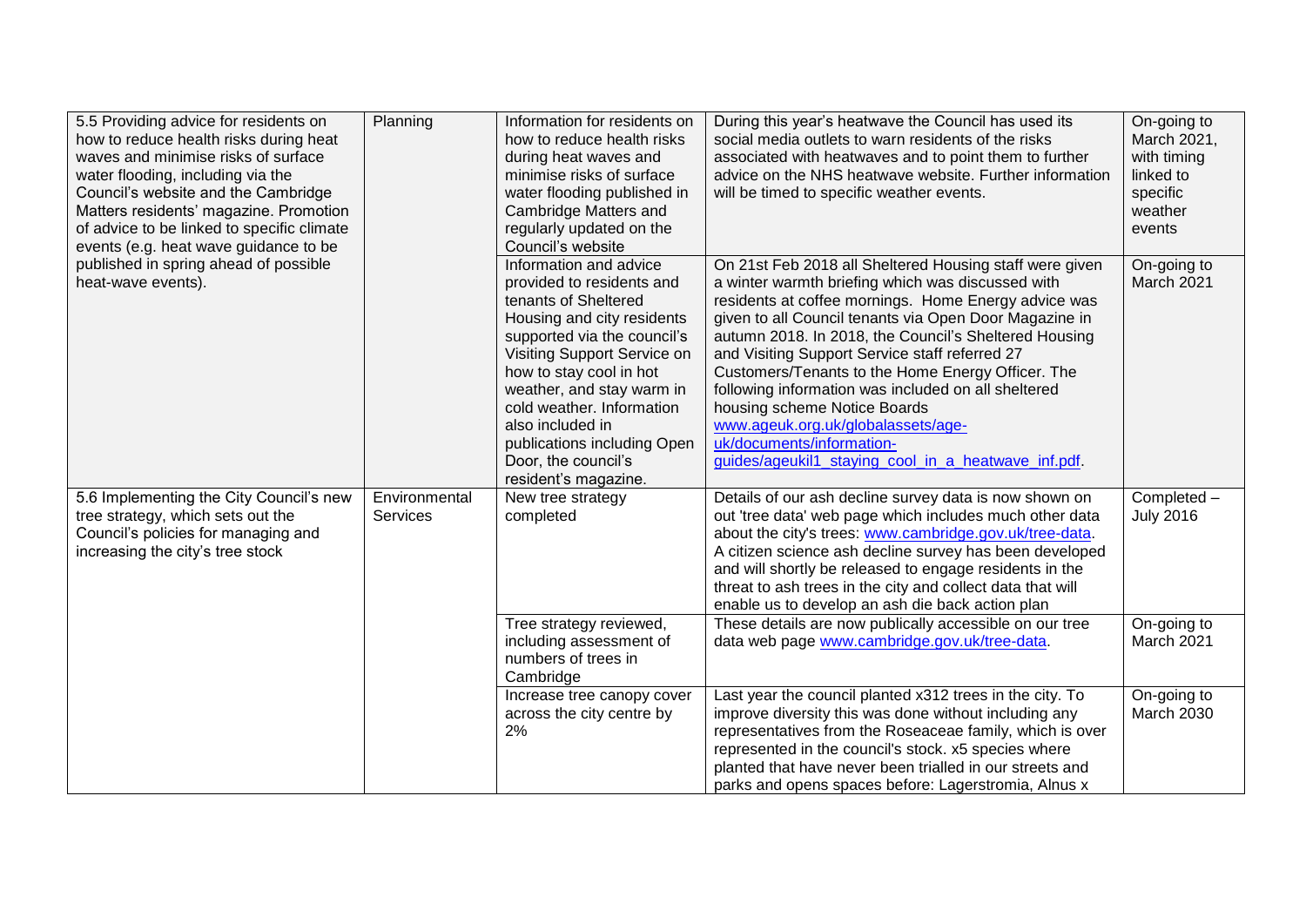| | | | | |
|---|---|---|---|---|
| 5.5 Providing advice for residents on how to reduce health risks during heat waves and minimise risks of surface water flooding, including via the Council's website and the Cambridge Matters residents' magazine. Promotion of advice to be linked to specific climate events (e.g. heat wave guidance to be published in spring ahead of possible heat-wave events). | Planning | Information for residents on how to reduce health risks during heat waves and minimise risks of surface water flooding published in Cambridge Matters and regularly updated on the Council's website | During this year's heatwave the Council has used its social media outlets to warn residents of the risks associated with heatwaves and to point them to further advice on the NHS heatwave website. Further information will be timed to specific weather events. | On-going to March 2021, with timing linked to specific weather events |
| | | Information and advice provided to residents and tenants of Sheltered Housing and city residents supported via the council's Visiting Support Service on how to stay cool in hot weather, and stay warm in cold weather. Information also included in publications including Open Door, the council's resident's magazine. | On 21st Feb 2018 all Sheltered Housing staff were given a winter warmth briefing which was discussed with residents at coffee mornings. Home Energy advice was given to all Council tenants via Open Door Magazine in autumn 2018. In 2018, the Council's Sheltered Housing and Visiting Support Service staff referred 27 Customers/Tenants to the Home Energy Officer. The following information was included on all sheltered housing scheme Notice Boards www.ageuk.org.uk/globalassets/age-uk/documents/information-guides/ageukil1_staying_cool_in_a_heatwave_inf.pdf. | On-going to March 2021 |
| 5.6 Implementing the City Council's new tree strategy, which sets out the Council's policies for managing and increasing the city's tree stock | Environmental Services | New tree strategy completed | Details of our ash decline survey data is now shown on out 'tree data' web page which includes much other data about the city's trees: www.cambridge.gov.uk/tree-data. A citizen science ash decline survey has been developed and will shortly be released to engage residents in the threat to ash trees in the city and collect data that will enable us to develop an ash die back action plan | Completed – July 2016 |
| | | Tree strategy reviewed, including assessment of numbers of trees in Cambridge | These details are now publically accessible on our tree data web page www.cambridge.gov.uk/tree-data. | On-going to March 2021 |
| | | Increase tree canopy cover across the city centre by 2% | Last year the council planted x312 trees in the city. To improve diversity this was done without including any representatives from the Roseaceae family, which is over represented in the council's stock. x5 species where planted that have never been trialled in our streets and parks and opens spaces before: Lagerstromia, Alnus x | On-going to March 2030 |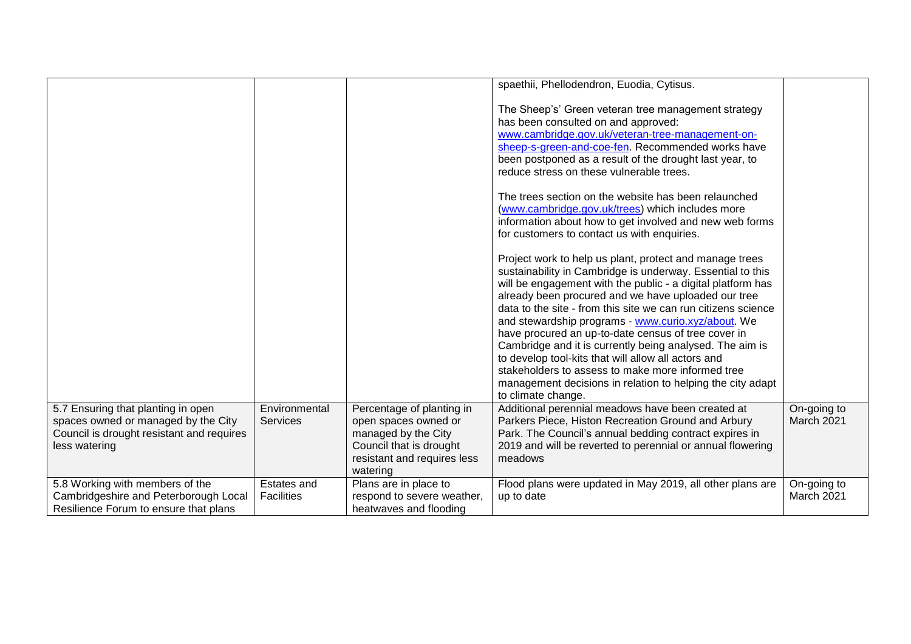|  |  |  | spaethii, Phellodendron, Euodia, Cytisus.<br><br>The Sheep's' Green veteran tree management strategy has been consulted on and approved: www.cambridge.gov.uk/veteran-tree-management-on-sheep-s-green-and-coe-fen. Recommended works have been postponed as a result of the drought last year, to reduce stress on these vulnerable trees.<br><br>The trees section on the website has been relaunched (www.cambridge.gov.uk/trees) which includes more information about how to get involved and new web forms for customers to contact us with enquiries.<br><br>Project work to help us plant, protect and manage trees sustainability in Cambridge is underway. Essential to this will be engagement with the public - a digital platform has already been procured and we have uploaded our tree data to the site - from this site we can run citizens science and stewardship programs - www.curio.xyz/about. We have procured an up-to-date census of tree cover in Cambridge and it is currently being analysed. The aim is to develop tool-kits that will allow all actors and stakeholders to assess to make more informed tree management decisions in relation to helping the city adapt to climate change. |  |
|---|---|---|---|---|
| 5.7 Ensuring that planting in open spaces owned or managed by the City Council is drought resistant and requires less watering | Environmental Services | Percentage of planting in open spaces owned or managed by the City Council that is drought resistant and requires less watering | Additional perennial meadows have been created at Parkers Piece, Histon Recreation Ground and Arbury Park. The Council's annual bedding contract expires in 2019 and will be reverted to perennial or annual flowering meadows | On-going to March 2021 |
| 5.8 Working with members of the Cambridgeshire and Peterborough Local Resilience Forum to ensure that plans | Estates and Facilities | Plans are in place to respond to severe weather, heatwaves and flooding | Flood plans were updated in May 2019, all other plans are up to date | On-going to March 2021 |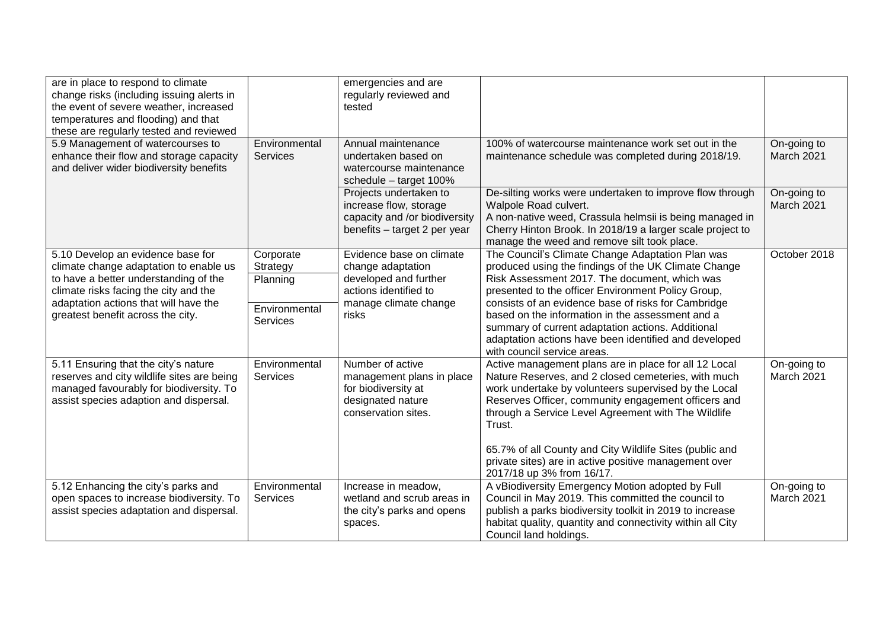| | | | | |
|---|---|---|---|---|
| are in place to respond to climate change risks (including issuing alerts in the event of severe weather, increased temperatures and flooding) and that these are regularly tested and reviewed | | emergencies and are regularly reviewed and tested | | |
| 5.9 Management of watercourses to enhance their flow and storage capacity and deliver wider biodiversity benefits | Environmental Services | Annual maintenance undertaken based on watercourse maintenance schedule – target 100% | 100% of watercourse maintenance work set out in the maintenance schedule was completed during 2018/19. | On-going to March 2021 |
| | | Projects undertaken to increase flow, storage capacity and /or biodiversity benefits – target 2 per year | De-silting works were undertaken to improve flow through Walpole Road culvert.<br>A non-native weed, Crassula helmsii is being managed in Cherry Hinton Brook. In 2018/19 a larger scale project to manage the weed and remove silt took place. | On-going to March 2021 |
| 5.10 Develop an evidence base for climate change adaptation to enable us to have a better understanding of the climate risks facing the city and the adaptation actions that will have the greatest benefit across the city. | Corporate Strategy<br>Planning<br>Environmental Services | Evidence base on climate change adaptation developed and further actions identified to manage climate change risks | The Council's Climate Change Adaptation Plan was produced using the findings of the UK Climate Change Risk Assessment 2017. The document, which was presented to the officer Environment Policy Group, consists of an evidence base of risks for Cambridge based on the information in the assessment and a summary of current adaptation actions. Additional adaptation actions have been identified and developed with council service areas. | October 2018 |
| 5.11 Ensuring that the city's nature reserves and city wildlife sites are being managed favourably for biodiversity. To assist species adaption and dispersal. | Environmental Services | Number of active management plans in place for biodiversity at designated nature conservation sites. | Active management plans are in place for all 12 Local Nature Reserves, and 2 closed cemeteries, with much work undertake by volunteers supervised by the Local Reserves Officer, community engagement officers and through a Service Level Agreement with The Wildlife Trust.<br><br>65.7% of all County and City Wildlife Sites (public and private sites) are in active positive management over 2017/18 up 3% from 16/17. | On-going to March 2021 |
| 5.12 Enhancing the city's parks and open spaces to increase biodiversity. To assist species adaptation and dispersal. | Environmental Services | Increase in meadow, wetland and scrub areas in the city's parks and opens spaces. | A vBiodiversity Emergency Motion adopted by Full Council in May 2019. This committed the council to publish a parks biodiversity toolkit in 2019 to increase habitat quality, quantity and connectivity within all City Council land holdings. | On-going to March 2021 |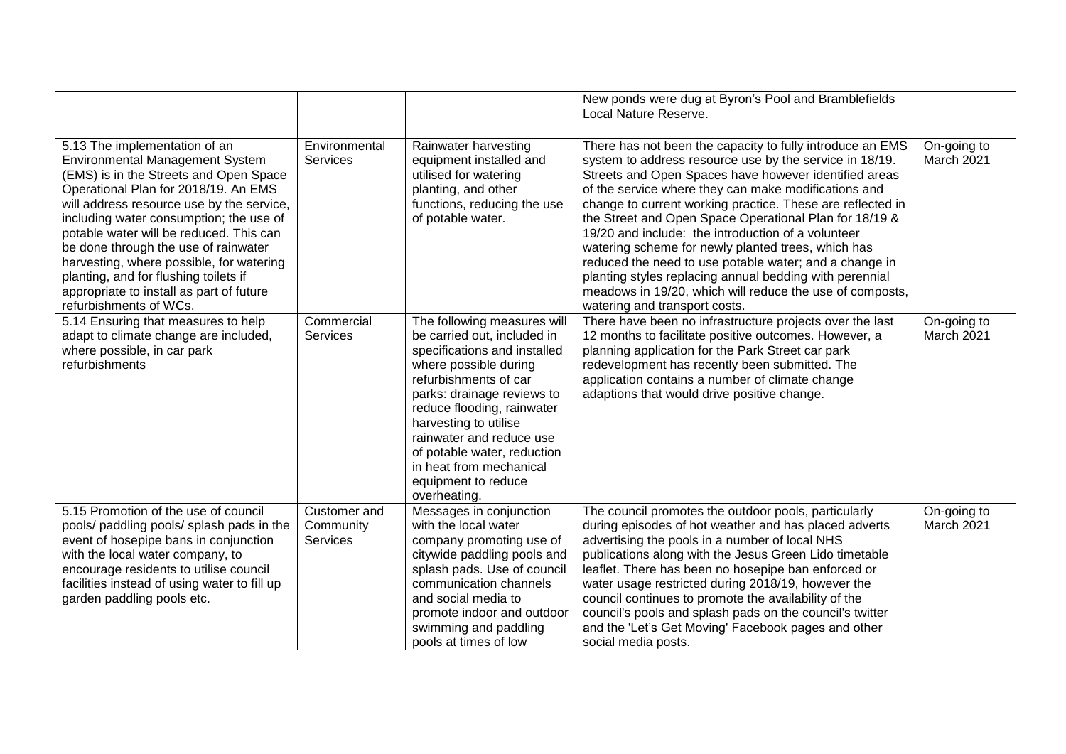| | | | New ponds were dug at Byron's Pool and Bramblefields Local Nature Reserve. | |
|---|---|---|---|---|
| 5.13 The implementation of an Environmental Management System (EMS) is in the Streets and Open Space Operational Plan for 2018/19. An EMS will address resource use by the service, including water consumption; the use of potable water will be reduced. This can be done through the use of rainwater harvesting, where possible, for watering planting, and for flushing toilets if appropriate to install as part of future refurbishments of WCs. | Environmental Services | Rainwater harvesting equipment installed and utilised for watering planting, and other functions, reducing the use of potable water. | There has not been the capacity to fully introduce an EMS system to address resource use by the service in 18/19. Streets and Open Spaces have however identified areas of the service where they can make modifications and change to current working practice. These are reflected in the Street and Open Space Operational Plan for 18/19 & 19/20 and include: the introduction of a volunteer watering scheme for newly planted trees, which has reduced the need to use potable water; and a change in planting styles replacing annual bedding with perennial meadows in 19/20, which will reduce the use of composts, watering and transport costs. | On-going to March 2021 |
| 5.14 Ensuring that measures to help adapt to climate change are included, where possible, in car park refurbishments | Commercial Services | The following measures will be carried out, included in specifications and installed where possible during refurbishments of car parks: drainage reviews to reduce flooding, rainwater harvesting to utilise rainwater and reduce use of potable water, reduction in heat from mechanical equipment to reduce overheating. | There have been no infrastructure projects over the last 12 months to facilitate positive outcomes. However, a planning application for the Park Street car park redevelopment has recently been submitted. The application contains a number of climate change adaptions that would drive positive change. | On-going to March 2021 |
| 5.15 Promotion of the use of council pools/ paddling pools/ splash pads in the event of hosepipe bans in conjunction with the local water company, to encourage residents to utilise council facilities instead of using water to fill up garden paddling pools etc. | Customer and Community Services | Messages in conjunction with the local water company promoting use of citywide paddling pools and splash pads. Use of council communication channels and social media to promote indoor and outdoor swimming and paddling pools at times of low | The council promotes the outdoor pools, particularly during episodes of hot weather and has placed adverts advertising the pools in a number of local NHS publications along with the Jesus Green Lido timetable leaflet. There has been no hosepipe ban enforced or water usage restricted during 2018/19, however the council continues to promote the availability of the council's pools and splash pads on the council's twitter and the 'Let's Get Moving' Facebook pages and other social media posts. | On-going to March 2021 |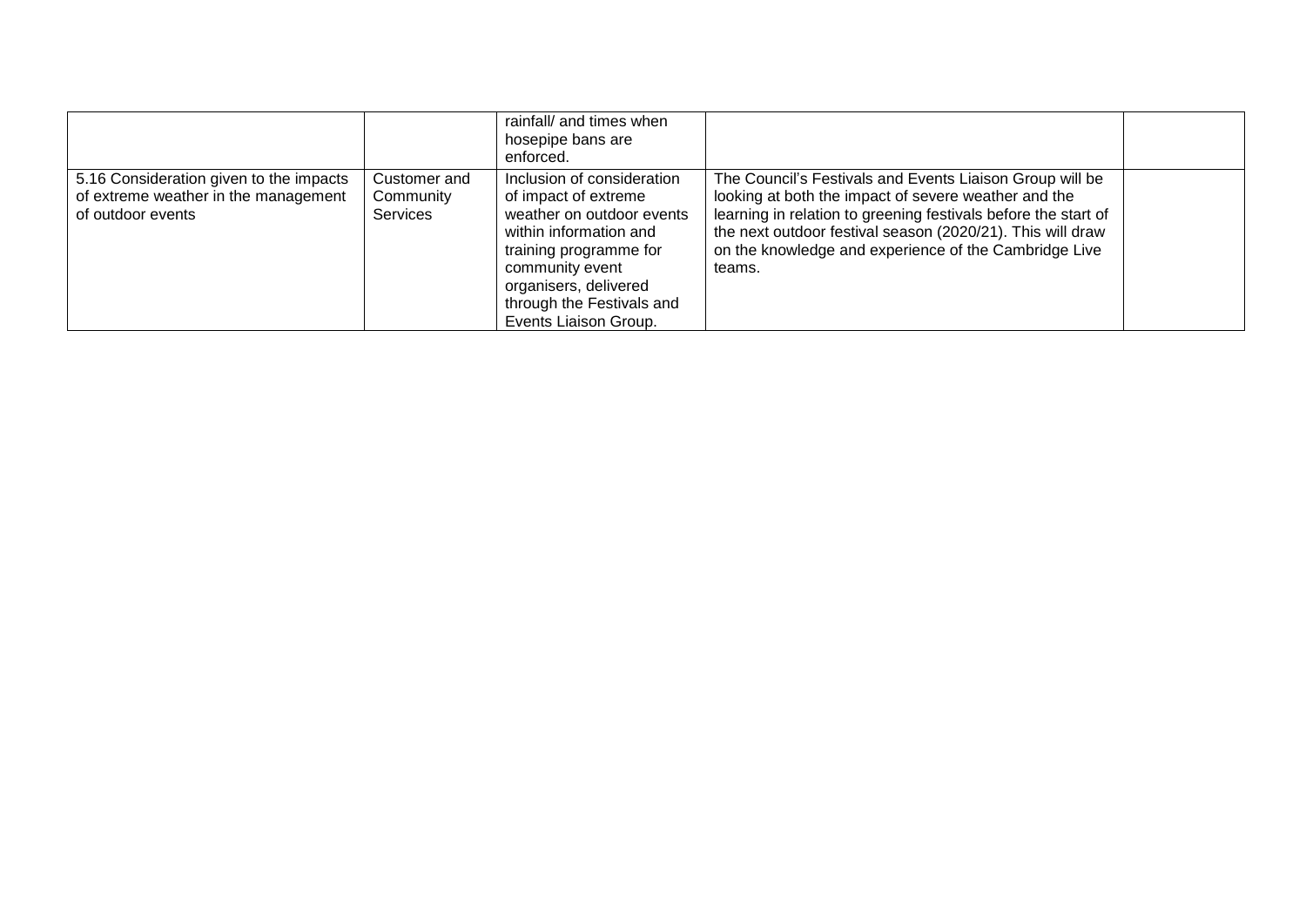| | | | | |
|---|---|---|---|---|
| | | rainfall/ and times when hosepipe bans are enforced. | | |
| 5.16 Consideration given to the impacts of extreme weather in the management of outdoor events | Customer and Community Services | Inclusion of consideration of impact of extreme weather on outdoor events within information and training programme for community event organisers, delivered through the Festivals and Events Liaison Group. | The Council's Festivals and Events Liaison Group will be looking at both the impact of severe weather and the learning in relation to greening festivals before the start of the next outdoor festival season (2020/21). This will draw on the knowledge and experience of the Cambridge Live teams. | |